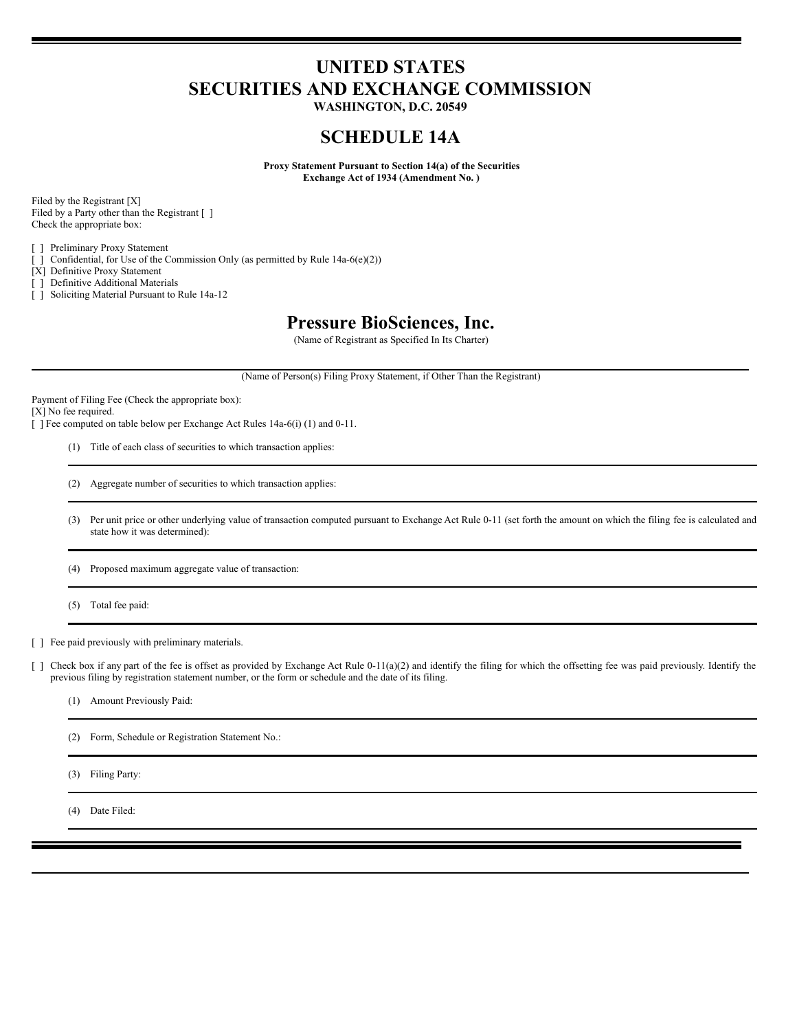# UNITED STATES
# SECURITIES AND EXCHANGE COMMISSION

**WASHINGTON, D.C. 20549**

# SCHEDULE 14A

**Proxy Statement Pursuant to Section 14(a) of the Securities Exchange Act of 1934 (Amendment No. )**

Filed by the Registrant [X]
Filed by a Party other than the Registrant [ ]
Check the appropriate box:

[ ] Preliminary Proxy Statement
[ ] Confidential, for Use of the Commission Only (as permitted by Rule 14a-6(e)(2))
[X] Definitive Proxy Statement
[ ] Definitive Additional Materials
[ ] Soliciting Material Pursuant to Rule 14a-12

# Pressure BioSciences, Inc.

(Name of Registrant as Specified In Its Charter)

(Name of Person(s) Filing Proxy Statement, if Other Than the Registrant)

Payment of Filing Fee (Check the appropriate box):
[X] No fee required.
[ ] Fee computed on table below per Exchange Act Rules 14a-6(i) (1) and 0-11.

(1) Title of each class of securities to which transaction applies:

(2) Aggregate number of securities to which transaction applies:

(3) Per unit price or other underlying value of transaction computed pursuant to Exchange Act Rule 0-11 (set forth the amount on which the filing fee is calculated and state how it was determined):

(4) Proposed maximum aggregate value of transaction:

(5) Total fee paid:

[ ] Fee paid previously with preliminary materials.

[ ] Check box if any part of the fee is offset as provided by Exchange Act Rule 0-11(a)(2) and identify the filing for which the offsetting fee was paid previously. Identify the previous filing by registration statement number, or the form or schedule and the date of its filing.

(1) Amount Previously Paid:

(2) Form, Schedule or Registration Statement No.:

(3) Filing Party:

(4) Date Filed: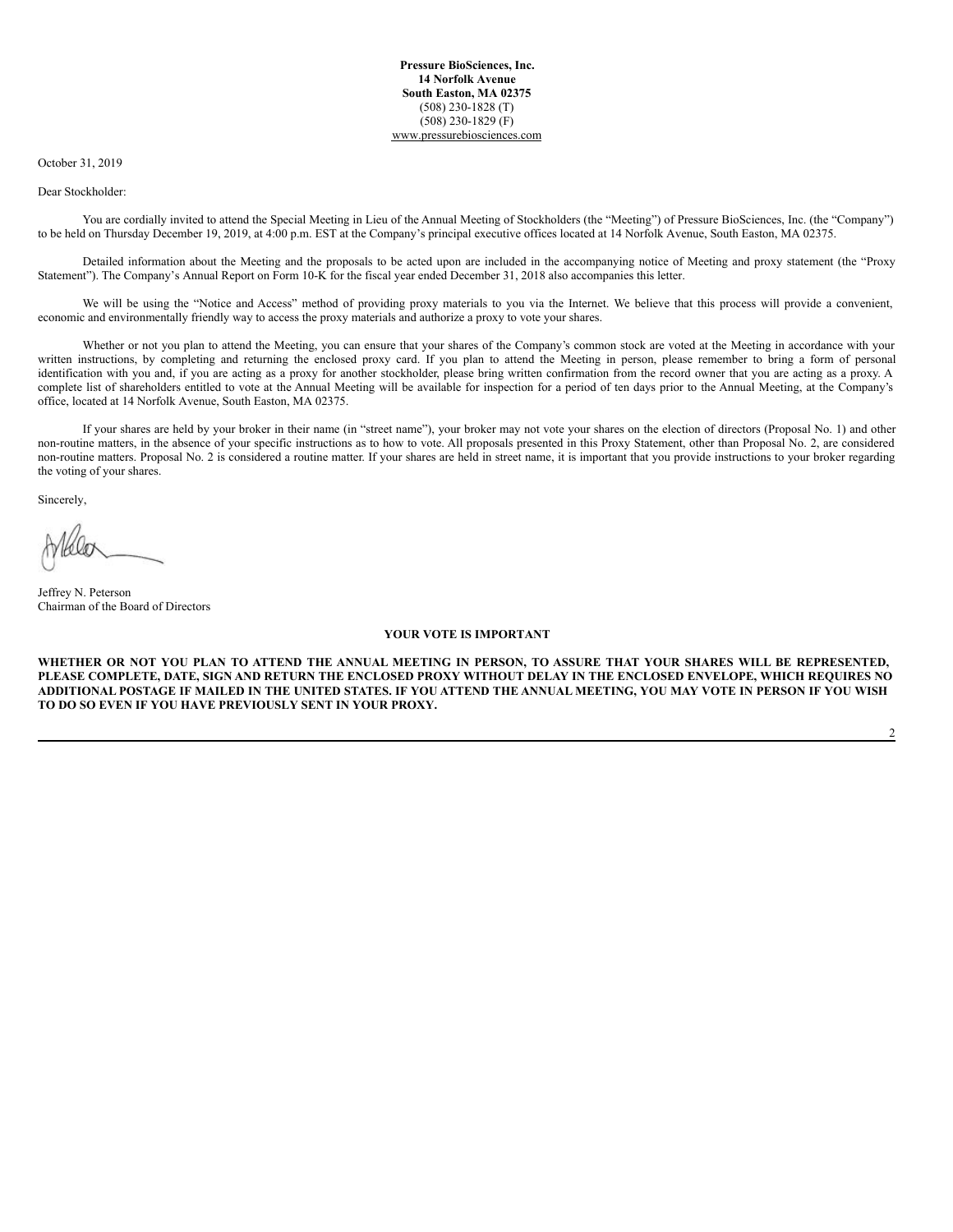**Pressure BioSciences, Inc.**
**14 Norfolk Avenue**
**South Easton, MA 02375**
(508) 230-1828 (T)
(508) 230-1829 (F)
www.pressurebiosciences.com

October 31, 2019

Dear Stockholder:

You are cordially invited to attend the Special Meeting in Lieu of the Annual Meeting of Stockholders (the "Meeting") of Pressure BioSciences, Inc. (the "Company") to be held on Thursday December 19, 2019, at 4:00 p.m. EST at the Company's principal executive offices located at 14 Norfolk Avenue, South Easton, MA 02375.

Detailed information about the Meeting and the proposals to be acted upon are included in the accompanying notice of Meeting and proxy statement (the "Proxy Statement"). The Company's Annual Report on Form 10-K for the fiscal year ended December 31, 2018 also accompanies this letter.

We will be using the "Notice and Access" method of providing proxy materials to you via the Internet. We believe that this process will provide a convenient, economic and environmentally friendly way to access the proxy materials and authorize a proxy to vote your shares.

Whether or not you plan to attend the Meeting, you can ensure that your shares of the Company's common stock are voted at the Meeting in accordance with your written instructions, by completing and returning the enclosed proxy card. If you plan to attend the Meeting in person, please remember to bring a form of personal identification with you and, if you are acting as a proxy for another stockholder, please bring written confirmation from the record owner that you are acting as a proxy. A complete list of shareholders entitled to vote at the Annual Meeting will be available for inspection for a period of ten days prior to the Annual Meeting, at the Company's office, located at 14 Norfolk Avenue, South Easton, MA 02375.

If your shares are held by your broker in their name (in "street name"), your broker may not vote your shares on the election of directors (Proposal No. 1) and other non-routine matters, in the absence of your specific instructions as to how to vote. All proposals presented in this Proxy Statement, other than Proposal No. 2, are considered non-routine matters. Proposal No. 2 is considered a routine matter. If your shares are held in street name, it is important that you provide instructions to your broker regarding the voting of your shares.

Sincerely,

Jeffrey N. Peterson
Chairman of the Board of Directors

**YOUR VOTE IS IMPORTANT**

**WHETHER OR NOT YOU PLAN TO ATTEND THE ANNUAL MEETING IN PERSON, TO ASSURE THAT YOUR SHARES WILL BE REPRESENTED, PLEASE COMPLETE, DATE, SIGN AND RETURN THE ENCLOSED PROXY WITHOUT DELAY IN THE ENCLOSED ENVELOPE, WHICH REQUIRES NO ADDITIONAL POSTAGE IF MAILED IN THE UNITED STATES. IF YOU ATTEND THE ANNUAL MEETING, YOU MAY VOTE IN PERSON IF YOU WISH TO DO SO EVEN IF YOU HAVE PREVIOUSLY SENT IN YOUR PROXY.**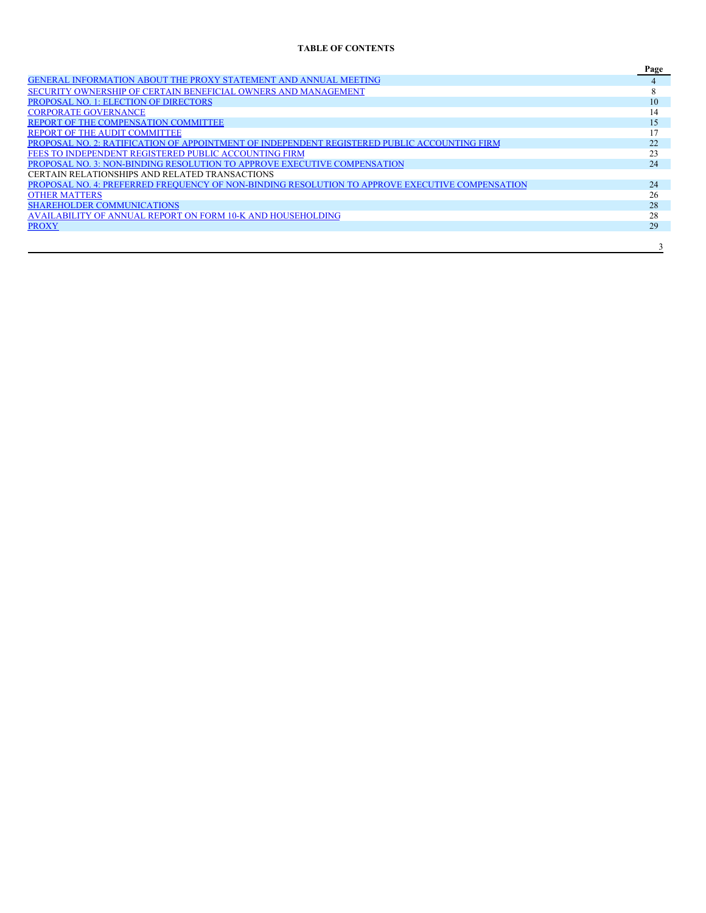**TABLE OF CONTENTS**

| | Page |
|---|---|
| GENERAL INFORMATION ABOUT THE PROXY STATEMENT AND ANNUAL MEETING | 4 |
| SECURITY OWNERSHIP OF CERTAIN BENEFICIAL OWNERS AND MANAGEMENT | 8 |
| PROPOSAL NO. 1: ELECTION OF DIRECTORS | 10 |
| CORPORATE GOVERNANCE | 14 |
| REPORT OF THE COMPENSATION COMMITTEE | 15 |
| REPORT OF THE AUDIT COMMITTEE | 17 |
| PROPOSAL NO. 2: RATIFICATION OF APPOINTMENT OF INDEPENDENT REGISTERED PUBLIC ACCOUNTING FIRM | 22 |
| FEES TO INDEPENDENT REGISTERED PUBLIC ACCOUNTING FIRM | 23 |
| PROPOSAL NO. 3: NON-BINDING RESOLUTION TO APPROVE EXECUTIVE COMPENSATION | 24 |
| CERTAIN RELATIONSHIPS AND RELATED TRANSACTIONS | |
| PROPOSAL NO. 4: PREFERRED FREQUENCY OF NON-BINDING RESOLUTION TO APPROVE EXECUTIVE COMPENSATION | 24 |
| OTHER MATTERS | 26 |
| SHAREHOLDER COMMUNICATIONS | 28 |
| AVAILABILITY OF ANNUAL REPORT ON FORM 10-K AND HOUSEHOLDING | 28 |
| PROXY | 29 |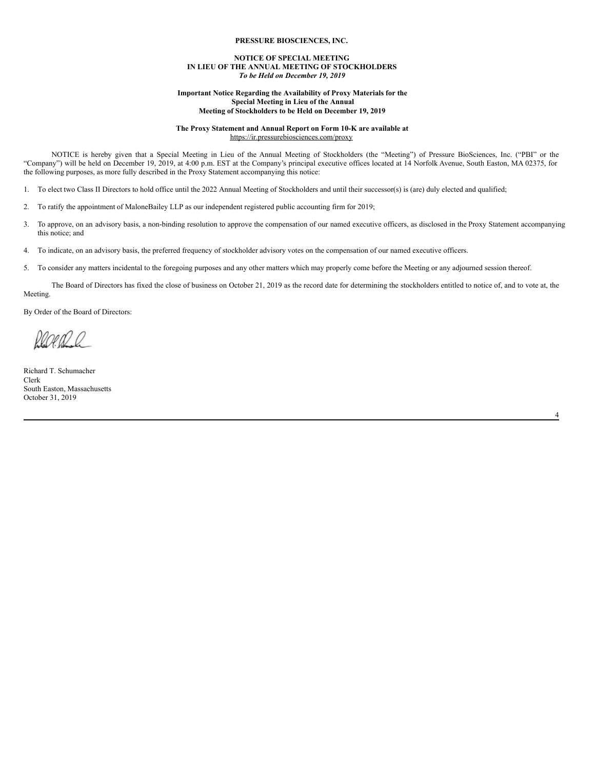**PRESSURE BIOSCIENCES, INC.**

**NOTICE OF SPECIAL MEETING**
**IN LIEU OF THE ANNUAL MEETING OF STOCKHOLDERS**
***To be Held on December 19, 2019***

**Important Notice Regarding the Availability of Proxy Materials for the**
**Special Meeting in Lieu of the Annual**
**Meeting of Stockholders to be Held on December 19, 2019**

**The Proxy Statement and Annual Report on Form 10-K are available at**
https://ir.pressurebiosciences.com/proxy

NOTICE is hereby given that a Special Meeting in Lieu of the Annual Meeting of Stockholders (the "Meeting") of Pressure BioSciences, Inc. ("PBI" or the "Company") will be held on December 19, 2019, at 4:00 p.m. EST at the Company's principal executive offices located at 14 Norfolk Avenue, South Easton, MA 02375, for the following purposes, as more fully described in the Proxy Statement accompanying this notice:

1. To elect two Class II Directors to hold office until the 2022 Annual Meeting of Stockholders and until their successor(s) is (are) duly elected and qualified;

2. To ratify the appointment of MaloneBailey LLP as our independent registered public accounting firm for 2019;

3. To approve, on an advisory basis, a non-binding resolution to approve the compensation of our named executive officers, as disclosed in the Proxy Statement accompanying this notice; and

4. To indicate, on an advisory basis, the preferred frequency of stockholder advisory votes on the compensation of our named executive officers.

5. To consider any matters incidental to the foregoing purposes and any other matters which may properly come before the Meeting or any adjourned session thereof.

The Board of Directors has fixed the close of business on October 21, 2019 as the record date for determining the stockholders entitled to notice of, and to vote at, the Meeting.

By Order of the Board of Directors:

Richard T. Schumacher
Clerk
South Easton, Massachusetts
October 31, 2019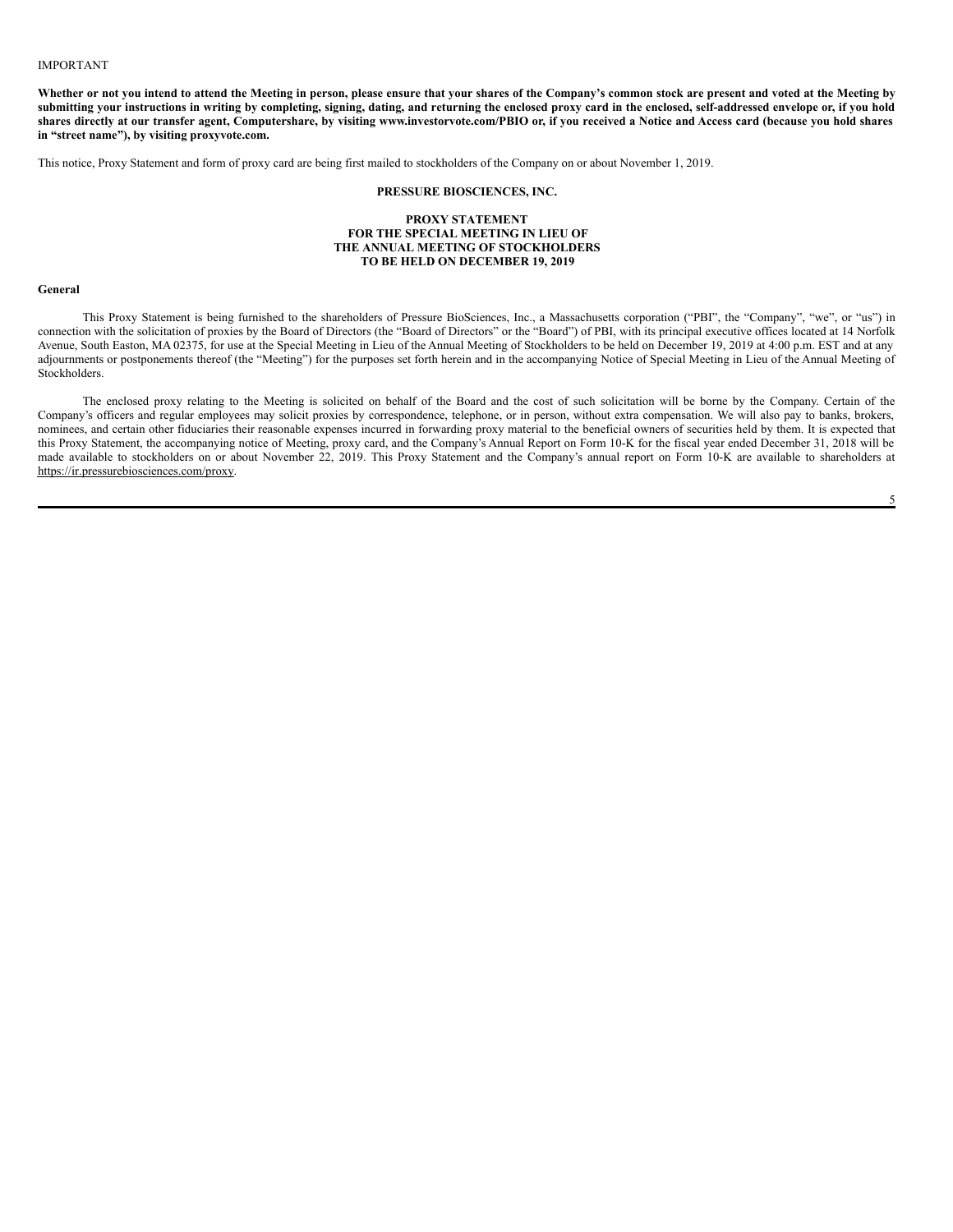IMPORTANT

**Whether or not you intend to attend the Meeting in person, please ensure that your shares of the Company's common stock are present and voted at the Meeting by submitting your instructions in writing by completing, signing, dating, and returning the enclosed proxy card in the enclosed, self-addressed envelope or, if you hold shares directly at our transfer agent, Computershare, by visiting www.investorvote.com/PBIO or, if you received a Notice and Access card (because you hold shares in "street name"), by visiting proxyvote.com.**

This notice, Proxy Statement and form of proxy card are being first mailed to stockholders of the Company on or about November 1, 2019.

**PRESSURE BIOSCIENCES, INC.**

**PROXY STATEMENT**
**FOR THE SPECIAL MEETING IN LIEU OF**
**THE ANNUAL MEETING OF STOCKHOLDERS**
**TO BE HELD ON DECEMBER 19, 2019**

**General**

This Proxy Statement is being furnished to the shareholders of Pressure BioSciences, Inc., a Massachusetts corporation ("PBI", the "Company", "we", or "us") in connection with the solicitation of proxies by the Board of Directors (the "Board of Directors" or the "Board") of PBI, with its principal executive offices located at 14 Norfolk Avenue, South Easton, MA 02375, for use at the Special Meeting in Lieu of the Annual Meeting of Stockholders to be held on December 19, 2019 at 4:00 p.m. EST and at any adjournments or postponements thereof (the "Meeting") for the purposes set forth herein and in the accompanying Notice of Special Meeting in Lieu of the Annual Meeting of Stockholders.

The enclosed proxy relating to the Meeting is solicited on behalf of the Board and the cost of such solicitation will be borne by the Company. Certain of the Company's officers and regular employees may solicit proxies by correspondence, telephone, or in person, without extra compensation. We will also pay to banks, brokers, nominees, and certain other fiduciaries their reasonable expenses incurred in forwarding proxy material to the beneficial owners of securities held by them. It is expected that this Proxy Statement, the accompanying notice of Meeting, proxy card, and the Company's Annual Report on Form 10-K for the fiscal year ended December 31, 2018 will be made available to stockholders on or about November 22, 2019. This Proxy Statement and the Company's annual report on Form 10-K are available to shareholders at https://ir.pressurebiosciences.com/proxy.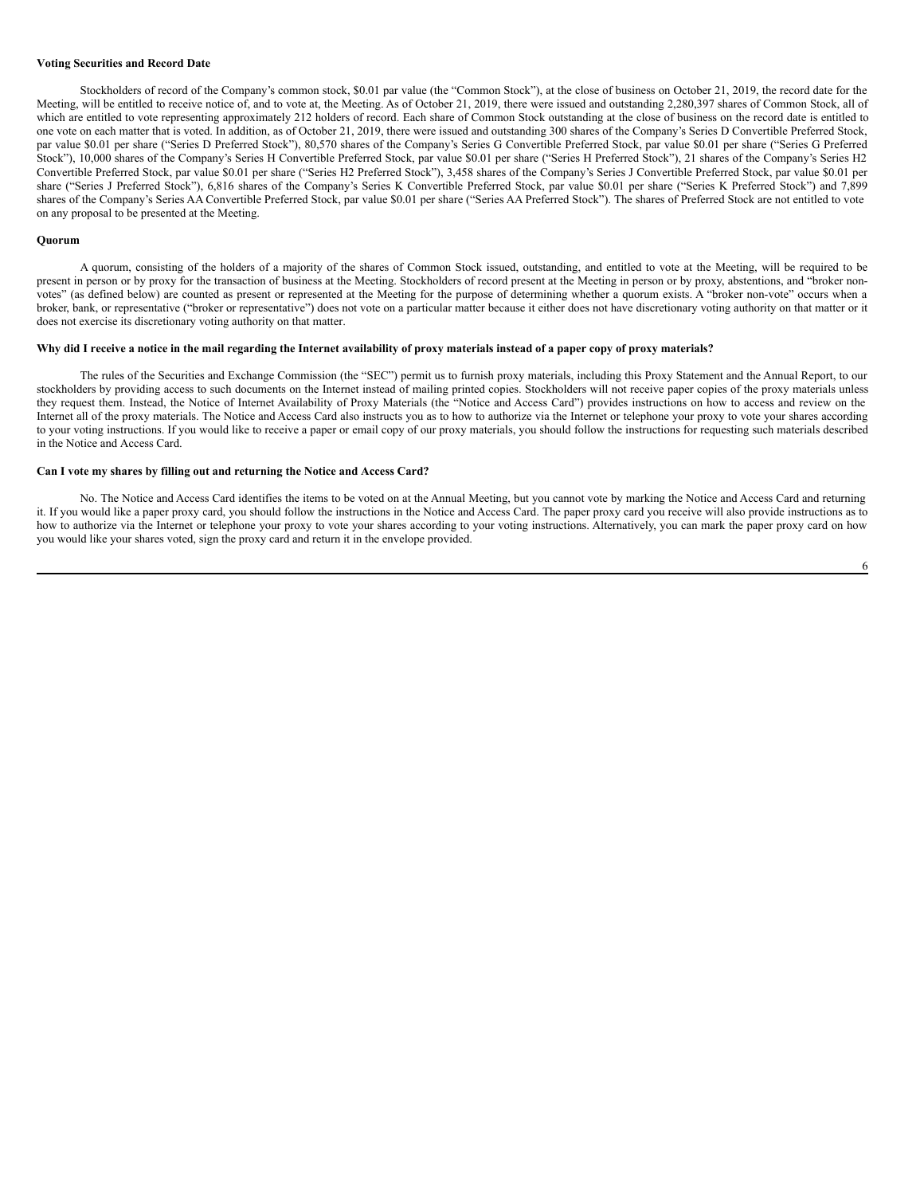**Voting Securities and Record Date**

Stockholders of record of the Company's common stock, $0.01 par value (the "Common Stock"), at the close of business on October 21, 2019, the record date for the Meeting, will be entitled to receive notice of, and to vote at, the Meeting. As of October 21, 2019, there were issued and outstanding 2,280,397 shares of Common Stock, all of which are entitled to vote representing approximately 212 holders of record. Each share of Common Stock outstanding at the close of business on the record date is entitled to one vote on each matter that is voted. In addition, as of October 21, 2019, there were issued and outstanding 300 shares of the Company's Series D Convertible Preferred Stock, par value $0.01 per share ("Series D Preferred Stock"), 80,570 shares of the Company's Series G Convertible Preferred Stock, par value $0.01 per share ("Series G Preferred Stock"), 10,000 shares of the Company's Series H Convertible Preferred Stock, par value $0.01 per share ("Series H Preferred Stock"), 21 shares of the Company's Series H2 Convertible Preferred Stock, par value $0.01 per share ("Series H2 Preferred Stock"), 3,458 shares of the Company's Series J Convertible Preferred Stock, par value $0.01 per share ("Series J Preferred Stock"), 6,816 shares of the Company's Series K Convertible Preferred Stock, par value $0.01 per share ("Series K Preferred Stock") and 7,899 shares of the Company's Series AA Convertible Preferred Stock, par value $0.01 per share ("Series AA Preferred Stock"). The shares of Preferred Stock are not entitled to vote on any proposal to be presented at the Meeting.

**Quorum**

A quorum, consisting of the holders of a majority of the shares of Common Stock issued, outstanding, and entitled to vote at the Meeting, will be required to be present in person or by proxy for the transaction of business at the Meeting. Stockholders of record present at the Meeting in person or by proxy, abstentions, and "broker non-votes" (as defined below) are counted as present or represented at the Meeting for the purpose of determining whether a quorum exists. A "broker non-vote" occurs when a broker, bank, or representative ("broker or representative") does not vote on a particular matter because it either does not have discretionary voting authority on that matter or it does not exercise its discretionary voting authority on that matter.

**Why did I receive a notice in the mail regarding the Internet availability of proxy materials instead of a paper copy of proxy materials?**

The rules of the Securities and Exchange Commission (the "SEC") permit us to furnish proxy materials, including this Proxy Statement and the Annual Report, to our stockholders by providing access to such documents on the Internet instead of mailing printed copies. Stockholders will not receive paper copies of the proxy materials unless they request them. Instead, the Notice of Internet Availability of Proxy Materials (the "Notice and Access Card") provides instructions on how to access and review on the Internet all of the proxy materials. The Notice and Access Card also instructs you as to how to authorize via the Internet or telephone your proxy to vote your shares according to your voting instructions. If you would like to receive a paper or email copy of our proxy materials, you should follow the instructions for requesting such materials described in the Notice and Access Card.

**Can I vote my shares by filling out and returning the Notice and Access Card?**

No. The Notice and Access Card identifies the items to be voted on at the Annual Meeting, but you cannot vote by marking the Notice and Access Card and returning it. If you would like a paper proxy card, you should follow the instructions in the Notice and Access Card. The paper proxy card you receive will also provide instructions as to how to authorize via the Internet or telephone your proxy to vote your shares according to your voting instructions. Alternatively, you can mark the paper proxy card on how you would like your shares voted, sign the proxy card and return it in the envelope provided.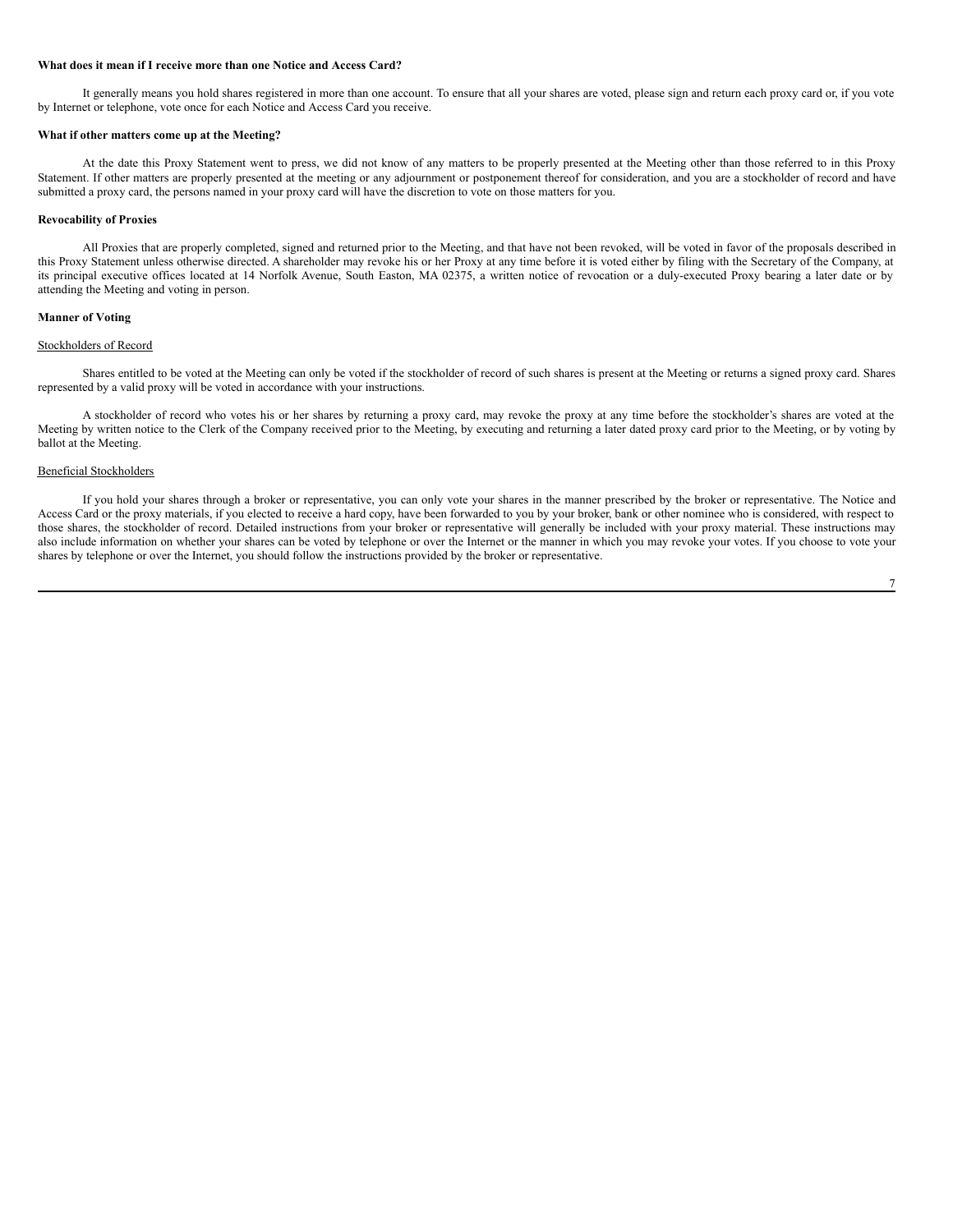**What does it mean if I receive more than one Notice and Access Card?**

It generally means you hold shares registered in more than one account. To ensure that all your shares are voted, please sign and return each proxy card or, if you vote by Internet or telephone, vote once for each Notice and Access Card you receive.

**What if other matters come up at the Meeting?**

At the date this Proxy Statement went to press, we did not know of any matters to be properly presented at the Meeting other than those referred to in this Proxy Statement. If other matters are properly presented at the meeting or any adjournment or postponement thereof for consideration, and you are a stockholder of record and have submitted a proxy card, the persons named in your proxy card will have the discretion to vote on those matters for you.

**Revocability of Proxies**

All Proxies that are properly completed, signed and returned prior to the Meeting, and that have not been revoked, will be voted in favor of the proposals described in this Proxy Statement unless otherwise directed. A shareholder may revoke his or her Proxy at any time before it is voted either by filing with the Secretary of the Company, at its principal executive offices located at 14 Norfolk Avenue, South Easton, MA 02375, a written notice of revocation or a duly-executed Proxy bearing a later date or by attending the Meeting and voting in person.

**Manner of Voting**

Stockholders of Record

Shares entitled to be voted at the Meeting can only be voted if the stockholder of record of such shares is present at the Meeting or returns a signed proxy card. Shares represented by a valid proxy will be voted in accordance with your instructions.

A stockholder of record who votes his or her shares by returning a proxy card, may revoke the proxy at any time before the stockholder's shares are voted at the Meeting by written notice to the Clerk of the Company received prior to the Meeting, by executing and returning a later dated proxy card prior to the Meeting, or by voting by ballot at the Meeting.

Beneficial Stockholders

If you hold your shares through a broker or representative, you can only vote your shares in the manner prescribed by the broker or representative. The Notice and Access Card or the proxy materials, if you elected to receive a hard copy, have been forwarded to you by your broker, bank or other nominee who is considered, with respect to those shares, the stockholder of record. Detailed instructions from your broker or representative will generally be included with your proxy material. These instructions may also include information on whether your shares can be voted by telephone or over the Internet or the manner in which you may revoke your votes. If you choose to vote your shares by telephone or over the Internet, you should follow the instructions provided by the broker or representative.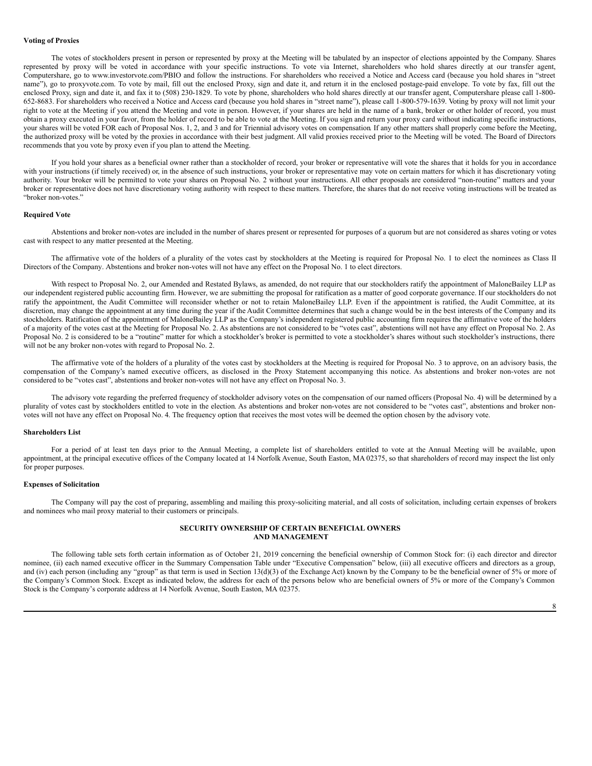**Voting of Proxies**

The votes of stockholders present in person or represented by proxy at the Meeting will be tabulated by an inspector of elections appointed by the Company. Shares represented by proxy will be voted in accordance with your specific instructions. To vote via Internet, shareholders who hold shares directly at our transfer agent, Computershare, go to www.investorvote.com/PBIO and follow the instructions. For shareholders who received a Notice and Access card (because you hold shares in "street name"), go to proxyvote.com. To vote by mail, fill out the enclosed Proxy, sign and date it, and return it in the enclosed postage-paid envelope. To vote by fax, fill out the enclosed Proxy, sign and date it, and fax it to (508) 230-1829. To vote by phone, shareholders who hold shares directly at our transfer agent, Computershare please call 1-800-652-8683. For shareholders who received a Notice and Access card (because you hold shares in "street name"), please call 1-800-579-1639. Voting by proxy will not limit your right to vote at the Meeting if you attend the Meeting and vote in person. However, if your shares are held in the name of a bank, broker or other holder of record, you must obtain a proxy executed in your favor, from the holder of record to be able to vote at the Meeting. If you sign and return your proxy card without indicating specific instructions, your shares will be voted FOR each of Proposal Nos. 1, 2, and 3 and for Triennial advisory votes on compensation. If any other matters shall properly come before the Meeting, the authorized proxy will be voted by the proxies in accordance with their best judgment. All valid proxies received prior to the Meeting will be voted. The Board of Directors recommends that you vote by proxy even if you plan to attend the Meeting.

If you hold your shares as a beneficial owner rather than a stockholder of record, your broker or representative will vote the shares that it holds for you in accordance with your instructions (if timely received) or, in the absence of such instructions, your broker or representative may vote on certain matters for which it has discretionary voting authority. Your broker will be permitted to vote your shares on Proposal No. 2 without your instructions. All other proposals are considered "non-routine" matters and your broker or representative does not have discretionary voting authority with respect to these matters. Therefore, the shares that do not receive voting instructions will be treated as "broker non-votes."

**Required Vote**

Abstentions and broker non-votes are included in the number of shares present or represented for purposes of a quorum but are not considered as shares voting or votes cast with respect to any matter presented at the Meeting.

The affirmative vote of the holders of a plurality of the votes cast by stockholders at the Meeting is required for Proposal No. 1 to elect the nominees as Class II Directors of the Company. Abstentions and broker non-votes will not have any effect on the Proposal No. 1 to elect directors.

With respect to Proposal No. 2, our Amended and Restated Bylaws, as amended, do not require that our stockholders ratify the appointment of MaloneBailey LLP as our independent registered public accounting firm. However, we are submitting the proposal for ratification as a matter of good corporate governance. If our stockholders do not ratify the appointment, the Audit Committee will reconsider whether or not to retain MaloneBailey LLP. Even if the appointment is ratified, the Audit Committee, at its discretion, may change the appointment at any time during the year if the Audit Committee determines that such a change would be in the best interests of the Company and its stockholders. Ratification of the appointment of MaloneBailey LLP as the Company's independent registered public accounting firm requires the affirmative vote of the holders of a majority of the votes cast at the Meeting for Proposal No. 2. As abstentions are not considered to be "votes cast", abstentions will not have any effect on Proposal No. 2. As Proposal No. 2 is considered to be a "routine" matter for which a stockholder's broker is permitted to vote a stockholder's shares without such stockholder's instructions, there will not be any broker non-votes with regard to Proposal No. 2.

The affirmative vote of the holders of a plurality of the votes cast by stockholders at the Meeting is required for Proposal No. 3 to approve, on an advisory basis, the compensation of the Company's named executive officers, as disclosed in the Proxy Statement accompanying this notice. As abstentions and broker non-votes are not considered to be "votes cast", abstentions and broker non-votes will not have any effect on Proposal No. 3.

The advisory vote regarding the preferred frequency of stockholder advisory votes on the compensation of our named officers (Proposal No. 4) will be determined by a plurality of votes cast by stockholders entitled to vote in the election. As abstentions and broker non-votes are not considered to be "votes cast", abstentions and broker non-votes will not have any effect on Proposal No. 4. The frequency option that receives the most votes will be deemed the option chosen by the advisory vote.

**Shareholders List**

For a period of at least ten days prior to the Annual Meeting, a complete list of shareholders entitled to vote at the Annual Meeting will be available, upon appointment, at the principal executive offices of the Company located at 14 Norfolk Avenue, South Easton, MA 02375, so that shareholders of record may inspect the list only for proper purposes.

**Expenses of Solicitation**

The Company will pay the cost of preparing, assembling and mailing this proxy-soliciting material, and all costs of solicitation, including certain expenses of brokers and nominees who mail proxy material to their customers or principals.

## SECURITY OWNERSHIP OF CERTAIN BENEFICIAL OWNERS AND MANAGEMENT

The following table sets forth certain information as of October 21, 2019 concerning the beneficial ownership of Common Stock for: (i) each director and director nominee, (ii) each named executive officer in the Summary Compensation Table under "Executive Compensation" below, (iii) all executive officers and directors as a group, and (iv) each person (including any "group" as that term is used in Section 13(d)(3) of the Exchange Act) known by the Company to be the beneficial owner of 5% or more of the Company's Common Stock. Except as indicated below, the address for each of the persons below who are beneficial owners of 5% or more of the Company's Common Stock is the Company's corporate address at 14 Norfolk Avenue, South Easton, MA 02375.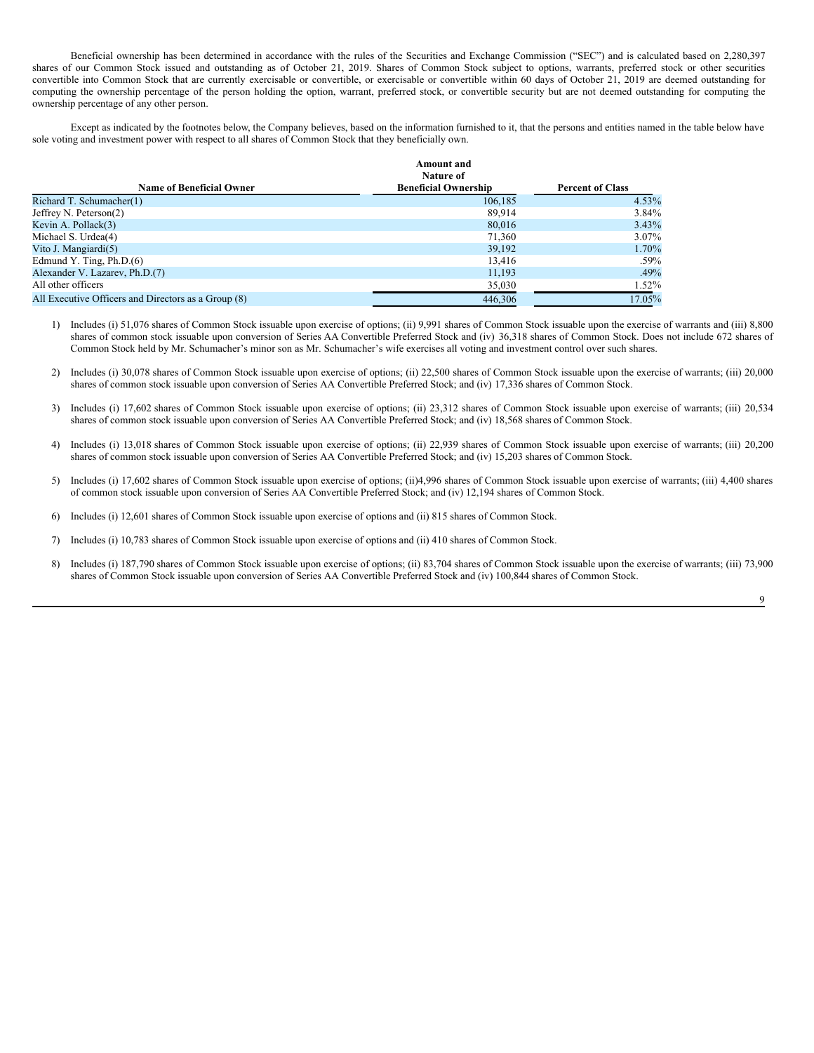Beneficial ownership has been determined in accordance with the rules of the Securities and Exchange Commission ("SEC") and is calculated based on 2,280,397 shares of our Common Stock issued and outstanding as of October 21, 2019. Shares of Common Stock subject to options, warrants, preferred stock or other securities convertible into Common Stock that are currently exercisable or convertible, or exercisable or convertible within 60 days of October 21, 2019 are deemed outstanding for computing the ownership percentage of the person holding the option, warrant, preferred stock, or convertible security but are not deemed outstanding for computing the ownership percentage of any other person.

Except as indicated by the footnotes below, the Company believes, based on the information furnished to it, that the persons and entities named in the table below have sole voting and investment power with respect to all shares of Common Stock that they beneficially own.

| Name of Beneficial Owner | Amount and Nature of Beneficial Ownership | Percent of Class |
|---|---|---|
| Richard T. Schumacher(1) | 106,185 | 4.53% |
| Jeffrey N. Peterson(2) | 89,914 | 3.84% |
| Kevin A. Pollack(3) | 80,016 | 3.43% |
| Michael S. Urdea(4) | 71,360 | 3.07% |
| Vito J. Mangiardi(5) | 39,192 | 1.70% |
| Edmund Y. Ting, Ph.D.(6) | 13,416 | .59% |
| Alexander V. Lazarev, Ph.D.(7) | 11,193 | .49% |
| All other officers | 35,030 | 1.52% |
| All Executive Officers and Directors as a Group (8) | 446,306 | 17.05% |

1) Includes (i) 51,076 shares of Common Stock issuable upon exercise of options; (ii) 9,991 shares of Common Stock issuable upon the exercise of warrants and (iii) 8,800 shares of common stock issuable upon conversion of Series AA Convertible Preferred Stock and (iv) 36,318 shares of Common Stock. Does not include 672 shares of Common Stock held by Mr. Schumacher's minor son as Mr. Schumacher's wife exercises all voting and investment control over such shares.

2) Includes (i) 30,078 shares of Common Stock issuable upon exercise of options; (ii) 22,500 shares of Common Stock issuable upon the exercise of warrants; (iii) 20,000 shares of common stock issuable upon conversion of Series AA Convertible Preferred Stock; and (iv) 17,336 shares of Common Stock.

3) Includes (i) 17,602 shares of Common Stock issuable upon exercise of options; (ii) 23,312 shares of Common Stock issuable upon exercise of warrants; (iii) 20,534 shares of common stock issuable upon conversion of Series AA Convertible Preferred Stock; and (iv) 18,568 shares of Common Stock.

4) Includes (i) 13,018 shares of Common Stock issuable upon exercise of options; (ii) 22,939 shares of Common Stock issuable upon exercise of warrants; (iii) 20,200 shares of common stock issuable upon conversion of Series AA Convertible Preferred Stock; and (iv) 15,203 shares of Common Stock.

5) Includes (i) 17,602 shares of Common Stock issuable upon exercise of options; (ii)4,996 shares of Common Stock issuable upon exercise of warrants; (iii) 4,400 shares of common stock issuable upon conversion of Series AA Convertible Preferred Stock; and (iv) 12,194 shares of Common Stock.

6) Includes (i) 12,601 shares of Common Stock issuable upon exercise of options and (ii) 815 shares of Common Stock.

7) Includes (i) 10,783 shares of Common Stock issuable upon exercise of options and (ii) 410 shares of Common Stock.

8) Includes (i) 187,790 shares of Common Stock issuable upon exercise of options; (ii) 83,704 shares of Common Stock issuable upon the exercise of warrants; (iii) 73,900 shares of Common Stock issuable upon conversion of Series AA Convertible Preferred Stock and (iv) 100,844 shares of Common Stock.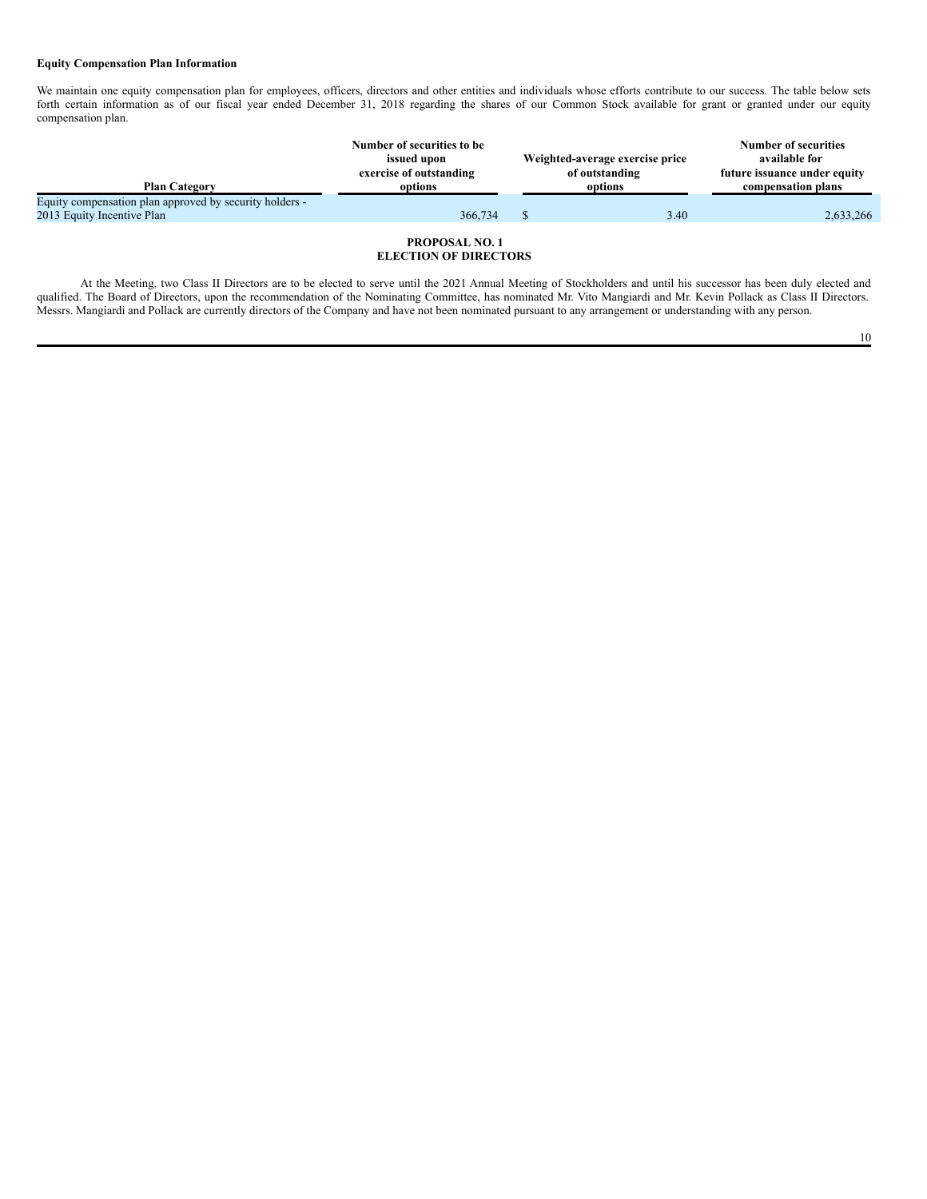**Equity Compensation Plan Information**

We maintain one equity compensation plan for employees, officers, directors and other entities and individuals whose efforts contribute to our success. The table below sets forth certain information as of our fiscal year ended December 31, 2018 regarding the shares of our Common Stock available for grant or granted under our equity compensation plan.

| Plan Category | Number of securities to be issued upon exercise of outstanding options | Weighted-average exercise price of outstanding options | Number of securities available for future issuance under equity compensation plans |
|---|---|---|---|
| Equity compensation plan approved by security holders - 2013 Equity Incentive Plan | 366,734 | $ 3.40 | 2,633,266 |

**PROPOSAL NO. 1**
**ELECTION OF DIRECTORS**

At the Meeting, two Class II Directors are to be elected to serve until the 2021 Annual Meeting of Stockholders and until his successor has been duly elected and qualified. The Board of Directors, upon the recommendation of the Nominating Committee, has nominated Mr. Vito Mangiardi and Mr. Kevin Pollack as Class II Directors. Messrs. Mangiardi and Pollack are currently directors of the Company and have not been nominated pursuant to any arrangement or understanding with any person.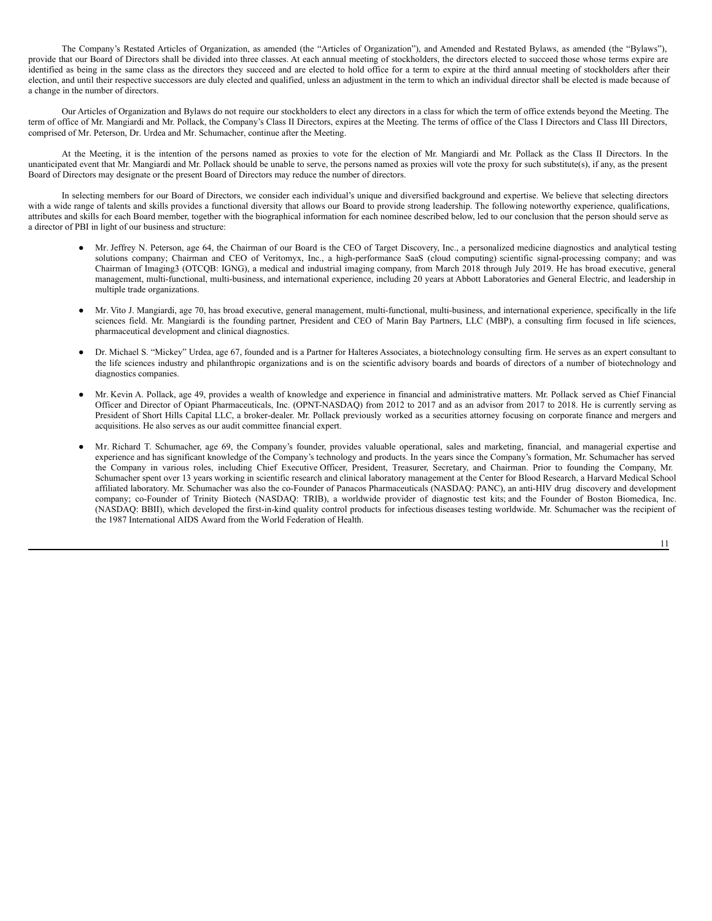The Company's Restated Articles of Organization, as amended (the "Articles of Organization"), and Amended and Restated Bylaws, as amended (the "Bylaws"), provide that our Board of Directors shall be divided into three classes. At each annual meeting of stockholders, the directors elected to succeed those whose terms expire are identified as being in the same class as the directors they succeed and are elected to hold office for a term to expire at the third annual meeting of stockholders after their election, and until their respective successors are duly elected and qualified, unless an adjustment in the term to which an individual director shall be elected is made because of a change in the number of directors.

Our Articles of Organization and Bylaws do not require our stockholders to elect any directors in a class for which the term of office extends beyond the Meeting. The term of office of Mr. Mangiardi and Mr. Pollack, the Company's Class II Directors, expires at the Meeting. The terms of office of the Class I Directors and Class III Directors, comprised of Mr. Peterson, Dr. Urdea and Mr. Schumacher, continue after the Meeting.

At the Meeting, it is the intention of the persons named as proxies to vote for the election of Mr. Mangiardi and Mr. Pollack as the Class II Directors. In the unanticipated event that Mr. Mangiardi and Mr. Pollack should be unable to serve, the persons named as proxies will vote the proxy for such substitute(s), if any, as the present Board of Directors may designate or the present Board of Directors may reduce the number of directors.

In selecting members for our Board of Directors, we consider each individual's unique and diversified background and expertise. We believe that selecting directors with a wide range of talents and skills provides a functional diversity that allows our Board to provide strong leadership. The following noteworthy experience, qualifications, attributes and skills for each Board member, together with the biographical information for each nominee described below, led to our conclusion that the person should serve as a director of PBI in light of our business and structure:

- Mr. Jeffrey N. Peterson, age 64, the Chairman of our Board is the CEO of Target Discovery, Inc., a personalized medicine diagnostics and analytical testing solutions company; Chairman and CEO of Veritomyx, Inc., a high-performance SaaS (cloud computing) scientific signal-processing company; and was Chairman of Imaging3 (OTCQB: IGNG), a medical and industrial imaging company, from March 2018 through July 2019. He has broad executive, general management, multi-functional, multi-business, and international experience, including 20 years at Abbott Laboratories and General Electric, and leadership in multiple trade organizations.

- Mr. Vito J. Mangiardi, age 70, has broad executive, general management, multi-functional, multi-business, and international experience, specifically in the life sciences field. Mr. Mangiardi is the founding partner, President and CEO of Marin Bay Partners, LLC (MBP), a consulting firm focused in life sciences, pharmaceutical development and clinical diagnostics.

- Dr. Michael S. "Mickey" Urdea, age 67, founded and is a Partner for Halteres Associates, a biotechnology consulting firm. He serves as an expert consultant to the life sciences industry and philanthropic organizations and is on the scientific advisory boards and boards of directors of a number of biotechnology and diagnostics companies.

- Mr. Kevin A. Pollack, age 49, provides a wealth of knowledge and experience in financial and administrative matters. Mr. Pollack served as Chief Financial Officer and Director of Opiant Pharmaceuticals, Inc. (OPNT-NASDAQ) from 2012 to 2017 and as an advisor from 2017 to 2018. He is currently serving as President of Short Hills Capital LLC, a broker-dealer. Mr. Pollack previously worked as a securities attorney focusing on corporate finance and mergers and acquisitions. He also serves as our audit committee financial expert.

- Mr. Richard T. Schumacher, age 69, the Company's founder, provides valuable operational, sales and marketing, financial, and managerial expertise and experience and has significant knowledge of the Company's technology and products. In the years since the Company's formation, Mr. Schumacher has served the Company in various roles, including Chief Executive Officer, President, Treasurer, Secretary, and Chairman. Prior to founding the Company, Mr. Schumacher spent over 13 years working in scientific research and clinical laboratory management at the Center for Blood Research, a Harvard Medical School affiliated laboratory. Mr. Schumacher was also the co-Founder of Panacos Pharmaceuticals (NASDAQ: PANC), an anti-HIV drug discovery and development company; co-Founder of Trinity Biotech (NASDAQ: TRIB), a worldwide provider of diagnostic test kits; and the Founder of Boston Biomedica, Inc. (NASDAQ: BBII), which developed the first-in-kind quality control products for infectious diseases testing worldwide. Mr. Schumacher was the recipient of the 1987 International AIDS Award from the World Federation of Health.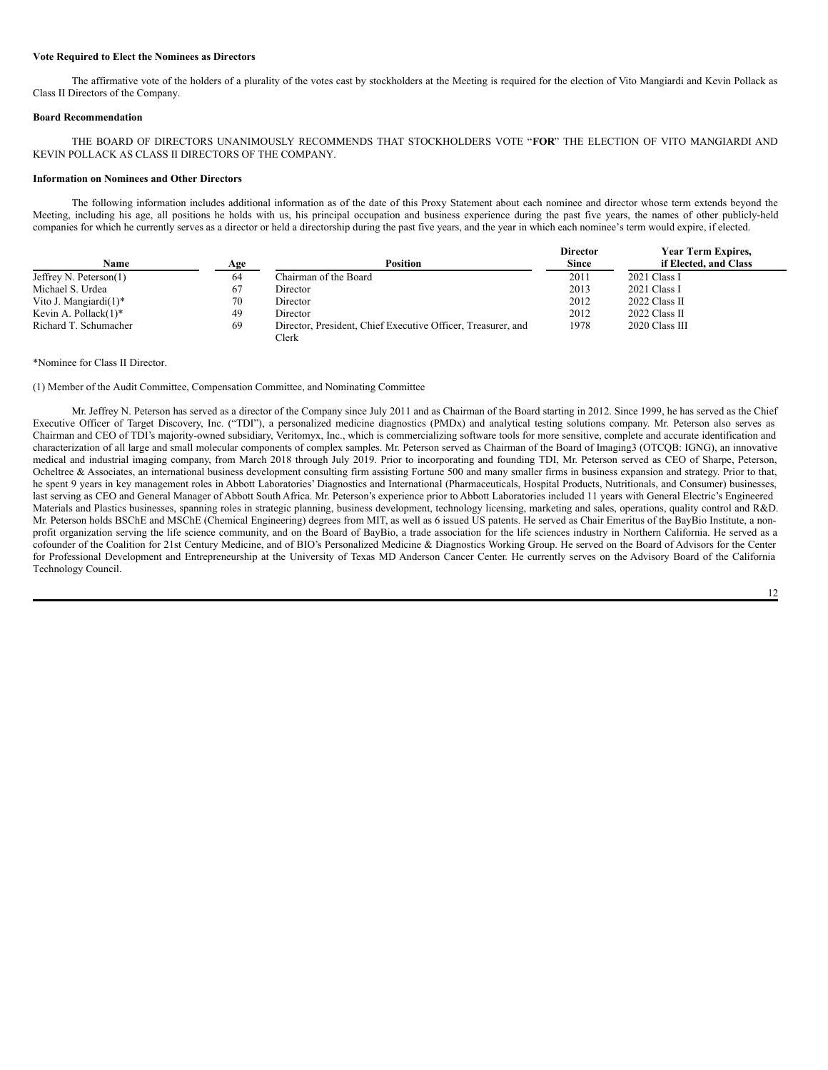**Vote Required to Elect the Nominees as Directors**

The affirmative vote of the holders of a plurality of the votes cast by stockholders at the Meeting is required for the election of Vito Mangiardi and Kevin Pollack as Class II Directors of the Company.

**Board Recommendation**

THE BOARD OF DIRECTORS UNANIMOUSLY RECOMMENDS THAT STOCKHOLDERS VOTE "**FOR**" THE ELECTION OF VITO MANGIARDI AND KEVIN POLLACK AS CLASS II DIRECTORS OF THE COMPANY.

**Information on Nominees and Other Directors**

The following information includes additional information as of the date of this Proxy Statement about each nominee and director whose term extends beyond the Meeting, including his age, all positions he holds with us, his principal occupation and business experience during the past five years, the names of other publicly-held companies for which he currently serves as a director or held a directorship during the past five years, and the year in which each nominee's term would expire, if elected.

| Name | Age | Position | Director Since | Year Term Expires, if Elected, and Class |
|---|---|---|---|---|
| Jeffrey N. Peterson(1) | 64 | Chairman of the Board | 2011 | 2021 Class I |
| Michael S. Urdea | 67 | Director | 2013 | 2021 Class I |
| Vito J. Mangiardi(1)* | 70 | Director | 2012 | 2022 Class II |
| Kevin A. Pollack(1)* | 49 | Director | 2012 | 2022 Class II |
| Richard T. Schumacher | 69 | Director, President, Chief Executive Officer, Treasurer, and Clerk | 1978 | 2020 Class III |

*Nominee for Class II Director.

(1) Member of the Audit Committee, Compensation Committee, and Nominating Committee

Mr. Jeffrey N. Peterson has served as a director of the Company since July 2011 and as Chairman of the Board starting in 2012. Since 1999, he has served as the Chief Executive Officer of Target Discovery, Inc. ("TDI"), a personalized medicine diagnostics (PMDx) and analytical testing solutions company. Mr. Peterson also serves as Chairman and CEO of TDI's majority-owned subsidiary, Veritomyx, Inc., which is commercializing software tools for more sensitive, complete and accurate identification and characterization of all large and small molecular components of complex samples. Mr. Peterson served as Chairman of the Board of Imaging3 (OTCQB: IGNG), an innovative medical and industrial imaging company, from March 2018 through July 2019. Prior to incorporating and founding TDI, Mr. Peterson served as CEO of Sharpe, Peterson, Ocheltree & Associates, an international business development consulting firm assisting Fortune 500 and many smaller firms in business expansion and strategy. Prior to that, he spent 9 years in key management roles in Abbott Laboratories' Diagnostics and International (Pharmaceuticals, Hospital Products, Nutritionals, and Consumer) businesses, last serving as CEO and General Manager of Abbott South Africa. Mr. Peterson's experience prior to Abbott Laboratories included 11 years with General Electric's Engineered Materials and Plastics businesses, spanning roles in strategic planning, business development, technology licensing, marketing and sales, operations, quality control and R&D. Mr. Peterson holds BSChE and MSChE (Chemical Engineering) degrees from MIT, as well as 6 issued US patents. He served as Chair Emeritus of the BayBio Institute, a non-profit organization serving the life science community, and on the Board of BayBio, a trade association for the life sciences industry in Northern California. He served as a cofounder of the Coalition for 21st Century Medicine, and of BIO's Personalized Medicine & Diagnostics Working Group. He served on the Board of Advisors for the Center for Professional Development and Entrepreneurship at the University of Texas MD Anderson Cancer Center. He currently serves on the Advisory Board of the California Technology Council.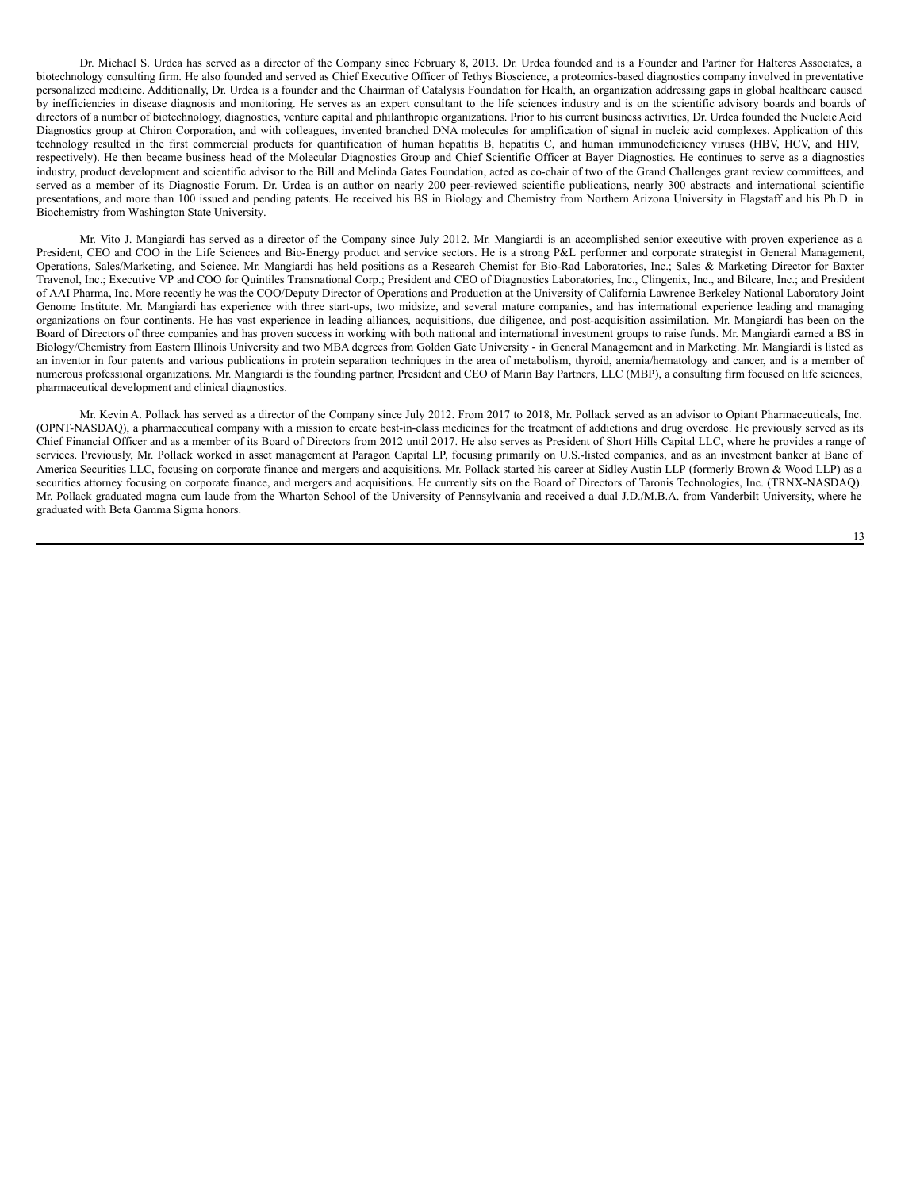Dr. Michael S. Urdea has served as a director of the Company since February 8, 2013. Dr. Urdea founded and is a Founder and Partner for Halteres Associates, a biotechnology consulting firm. He also founded and served as Chief Executive Officer of Tethys Bioscience, a proteomics-based diagnostics company involved in preventative personalized medicine. Additionally, Dr. Urdea is a founder and the Chairman of Catalysis Foundation for Health, an organization addressing gaps in global healthcare caused by inefficiencies in disease diagnosis and monitoring. He serves as an expert consultant to the life sciences industry and is on the scientific advisory boards and boards of directors of a number of biotechnology, diagnostics, venture capital and philanthropic organizations. Prior to his current business activities, Dr. Urdea founded the Nucleic Acid Diagnostics group at Chiron Corporation, and with colleagues, invented branched DNA molecules for amplification of signal in nucleic acid complexes. Application of this technology resulted in the first commercial products for quantification of human hepatitis B, hepatitis C, and human immunodeficiency viruses (HBV, HCV, and HIV, respectively). He then became business head of the Molecular Diagnostics Group and Chief Scientific Officer at Bayer Diagnostics. He continues to serve as a diagnostics industry, product development and scientific advisor to the Bill and Melinda Gates Foundation, acted as co-chair of two of the Grand Challenges grant review committees, and served as a member of its Diagnostic Forum. Dr. Urdea is an author on nearly 200 peer-reviewed scientific publications, nearly 300 abstracts and international scientific presentations, and more than 100 issued and pending patents. He received his BS in Biology and Chemistry from Northern Arizona University in Flagstaff and his Ph.D. in Biochemistry from Washington State University.

Mr. Vito J. Mangiardi has served as a director of the Company since July 2012. Mr. Mangiardi is an accomplished senior executive with proven experience as a President, CEO and COO in the Life Sciences and Bio-Energy product and service sectors. He is a strong P&L performer and corporate strategist in General Management, Operations, Sales/Marketing, and Science. Mr. Mangiardi has held positions as a Research Chemist for Bio-Rad Laboratories, Inc.; Sales & Marketing Director for Baxter Travenol, Inc.; Executive VP and COO for Quintiles Transnational Corp.; President and CEO of Diagnostics Laboratories, Inc., Clingenix, Inc., and Bilcare, Inc.; and President of AAI Pharma, Inc. More recently he was the COO/Deputy Director of Operations and Production at the University of California Lawrence Berkeley National Laboratory Joint Genome Institute. Mr. Mangiardi has experience with three start-ups, two midsize, and several mature companies, and has international experience leading and managing organizations on four continents. He has vast experience in leading alliances, acquisitions, due diligence, and post-acquisition assimilation. Mr. Mangiardi has been on the Board of Directors of three companies and has proven success in working with both national and international investment groups to raise funds. Mr. Mangiardi earned a BS in Biology/Chemistry from Eastern Illinois University and two MBA degrees from Golden Gate University - in General Management and in Marketing. Mr. Mangiardi is listed as an inventor in four patents and various publications in protein separation techniques in the area of metabolism, thyroid, anemia/hematology and cancer, and is a member of numerous professional organizations. Mr. Mangiardi is the founding partner, President and CEO of Marin Bay Partners, LLC (MBP), a consulting firm focused on life sciences, pharmaceutical development and clinical diagnostics.

Mr. Kevin A. Pollack has served as a director of the Company since July 2012. From 2017 to 2018, Mr. Pollack served as an advisor to Opiant Pharmaceuticals, Inc. (OPNT-NASDAQ), a pharmaceutical company with a mission to create best-in-class medicines for the treatment of addictions and drug overdose. He previously served as its Chief Financial Officer and as a member of its Board of Directors from 2012 until 2017. He also serves as President of Short Hills Capital LLC, where he provides a range of services. Previously, Mr. Pollack worked in asset management at Paragon Capital LP, focusing primarily on U.S.-listed companies, and as an investment banker at Banc of America Securities LLC, focusing on corporate finance and mergers and acquisitions. Mr. Pollack started his career at Sidley Austin LLP (formerly Brown & Wood LLP) as a securities attorney focusing on corporate finance, and mergers and acquisitions. He currently sits on the Board of Directors of Taronis Technologies, Inc. (TRNX-NASDAQ). Mr. Pollack graduated magna cum laude from the Wharton School of the University of Pennsylvania and received a dual J.D./M.B.A. from Vanderbilt University, where he graduated with Beta Gamma Sigma honors.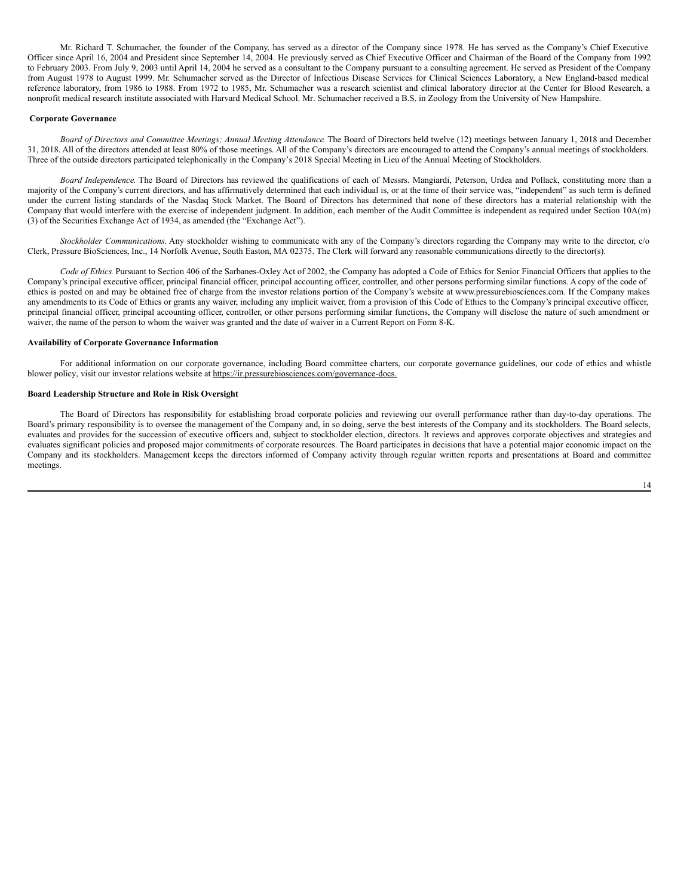Mr. Richard T. Schumacher, the founder of the Company, has served as a director of the Company since 1978. He has served as the Company's Chief Executive Officer since April 16, 2004 and President since September 14, 2004. He previously served as Chief Executive Officer and Chairman of the Board of the Company from 1992 to February 2003. From July 9, 2003 until April 14, 2004 he served as a consultant to the Company pursuant to a consulting agreement. He served as President of the Company from August 1978 to August 1999. Mr. Schumacher served as the Director of Infectious Disease Services for Clinical Sciences Laboratory, a New England-based medical reference laboratory, from 1986 to 1988. From 1972 to 1985, Mr. Schumacher was a research scientist and clinical laboratory director at the Center for Blood Research, a nonprofit medical research institute associated with Harvard Medical School. Mr. Schumacher received a B.S. in Zoology from the University of New Hampshire.

**Corporate Governance**

*Board of Directors and Committee Meetings; Annual Meeting Attendance*. The Board of Directors held twelve (12) meetings between January 1, 2018 and December 31, 2018. All of the directors attended at least 80% of those meetings. All of the Company's directors are encouraged to attend the Company's annual meetings of stockholders. Three of the outside directors participated telephonically in the Company's 2018 Special Meeting in Lieu of the Annual Meeting of Stockholders.

*Board Independence*. The Board of Directors has reviewed the qualifications of each of Messrs. Mangiardi, Peterson, Urdea and Pollack, constituting more than a majority of the Company's current directors, and has affirmatively determined that each individual is, or at the time of their service was, "independent" as such term is defined under the current listing standards of the Nasdaq Stock Market. The Board of Directors has determined that none of these directors has a material relationship with the Company that would interfere with the exercise of independent judgment. In addition, each member of the Audit Committee is independent as required under Section 10A(m)(3) of the Securities Exchange Act of 1934, as amended (the "Exchange Act").

*Stockholder Communications*. Any stockholder wishing to communicate with any of the Company's directors regarding the Company may write to the director, c/o Clerk, Pressure BioSciences, Inc., 14 Norfolk Avenue, South Easton, MA 02375. The Clerk will forward any reasonable communications directly to the director(s).

*Code of Ethics*. Pursuant to Section 406 of the Sarbanes-Oxley Act of 2002, the Company has adopted a Code of Ethics for Senior Financial Officers that applies to the Company's principal executive officer, principal financial officer, principal accounting officer, controller, and other persons performing similar functions. A copy of the code of ethics is posted on and may be obtained free of charge from the investor relations portion of the Company's website at www.pressurebiosciences.com. If the Company makes any amendments to its Code of Ethics or grants any waiver, including any implicit waiver, from a provision of this Code of Ethics to the Company's principal executive officer, principal financial officer, principal accounting officer, controller, or other persons performing similar functions, the Company will disclose the nature of such amendment or waiver, the name of the person to whom the waiver was granted and the date of waiver in a Current Report on Form 8-K.

**Availability of Corporate Governance Information**

For additional information on our corporate governance, including Board committee charters, our corporate governance guidelines, our code of ethics and whistle blower policy, visit our investor relations website at https://ir.pressurebiosciences.com/governance-docs.

**Board Leadership Structure and Role in Risk Oversight**

The Board of Directors has responsibility for establishing broad corporate policies and reviewing our overall performance rather than day-to-day operations. The Board's primary responsibility is to oversee the management of the Company and, in so doing, serve the best interests of the Company and its stockholders. The Board selects, evaluates and provides for the succession of executive officers and, subject to stockholder election, directors. It reviews and approves corporate objectives and strategies and evaluates significant policies and proposed major commitments of corporate resources. The Board participates in decisions that have a potential major economic impact on the Company and its stockholders. Management keeps the directors informed of Company activity through regular written reports and presentations at Board and committee meetings.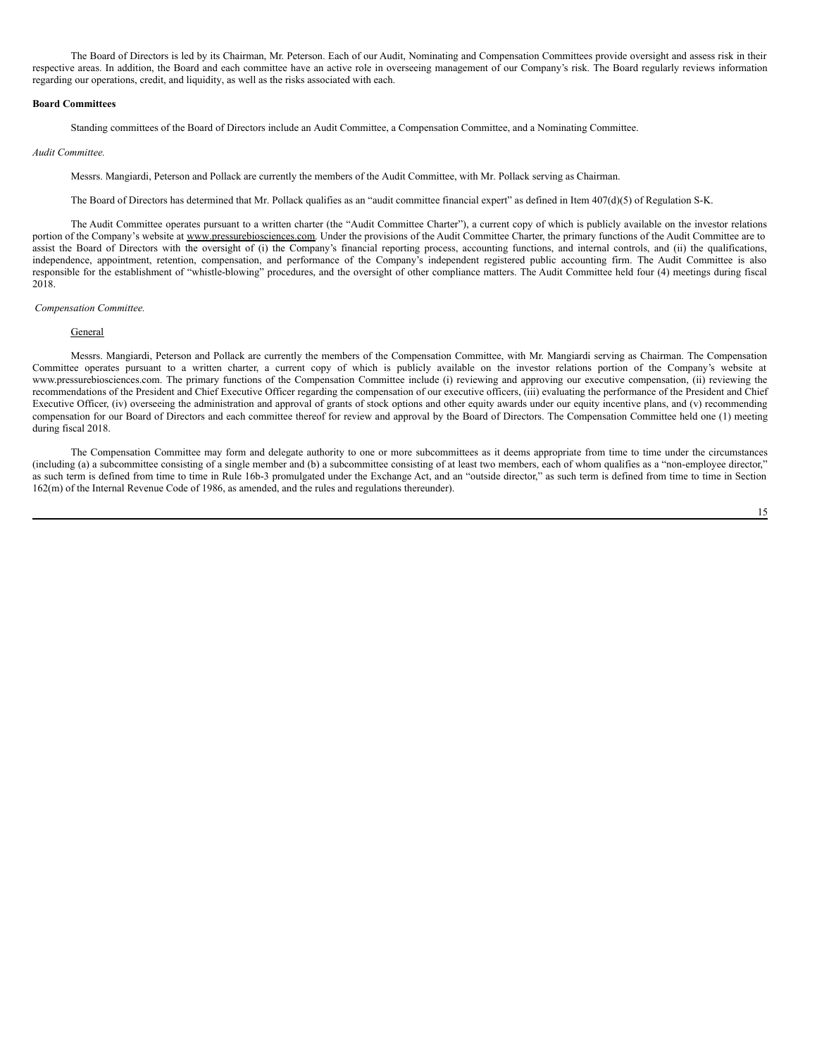The Board of Directors is led by its Chairman, Mr. Peterson. Each of our Audit, Nominating and Compensation Committees provide oversight and assess risk in their respective areas. In addition, the Board and each committee have an active role in overseeing management of our Company's risk. The Board regularly reviews information regarding our operations, credit, and liquidity, as well as the risks associated with each.

**Board Committees**

Standing committees of the Board of Directors include an Audit Committee, a Compensation Committee, and a Nominating Committee.

*Audit Committee.*

Messrs. Mangiardi, Peterson and Pollack are currently the members of the Audit Committee, with Mr. Pollack serving as Chairman.

The Board of Directors has determined that Mr. Pollack qualifies as an "audit committee financial expert" as defined in Item 407(d)(5) of Regulation S-K.

The Audit Committee operates pursuant to a written charter (the "Audit Committee Charter"), a current copy of which is publicly available on the investor relations portion of the Company's website at www.pressurebiosciences.com. Under the provisions of the Audit Committee Charter, the primary functions of the Audit Committee are to assist the Board of Directors with the oversight of (i) the Company's financial reporting process, accounting functions, and internal controls, and (ii) the qualifications, independence, appointment, retention, compensation, and performance of the Company's independent registered public accounting firm. The Audit Committee is also responsible for the establishment of "whistle-blowing" procedures, and the oversight of other compliance matters. The Audit Committee held four (4) meetings during fiscal 2018.

*Compensation Committee.*

General

Messrs. Mangiardi, Peterson and Pollack are currently the members of the Compensation Committee, with Mr. Mangiardi serving as Chairman. The Compensation Committee operates pursuant to a written charter, a current copy of which is publicly available on the investor relations portion of the Company's website at www.pressurebiosciences.com. The primary functions of the Compensation Committee include (i) reviewing and approving our executive compensation, (ii) reviewing the recommendations of the President and Chief Executive Officer regarding the compensation of our executive officers, (iii) evaluating the performance of the President and Chief Executive Officer, (iv) overseeing the administration and approval of grants of stock options and other equity awards under our equity incentive plans, and (v) recommending compensation for our Board of Directors and each committee thereof for review and approval by the Board of Directors. The Compensation Committee held one (1) meeting during fiscal 2018.

The Compensation Committee may form and delegate authority to one or more subcommittees as it deems appropriate from time to time under the circumstances (including (a) a subcommittee consisting of a single member and (b) a subcommittee consisting of at least two members, each of whom qualifies as a "non-employee director," as such term is defined from time to time in Rule 16b-3 promulgated under the Exchange Act, and an "outside director," as such term is defined from time to time in Section 162(m) of the Internal Revenue Code of 1986, as amended, and the rules and regulations thereunder).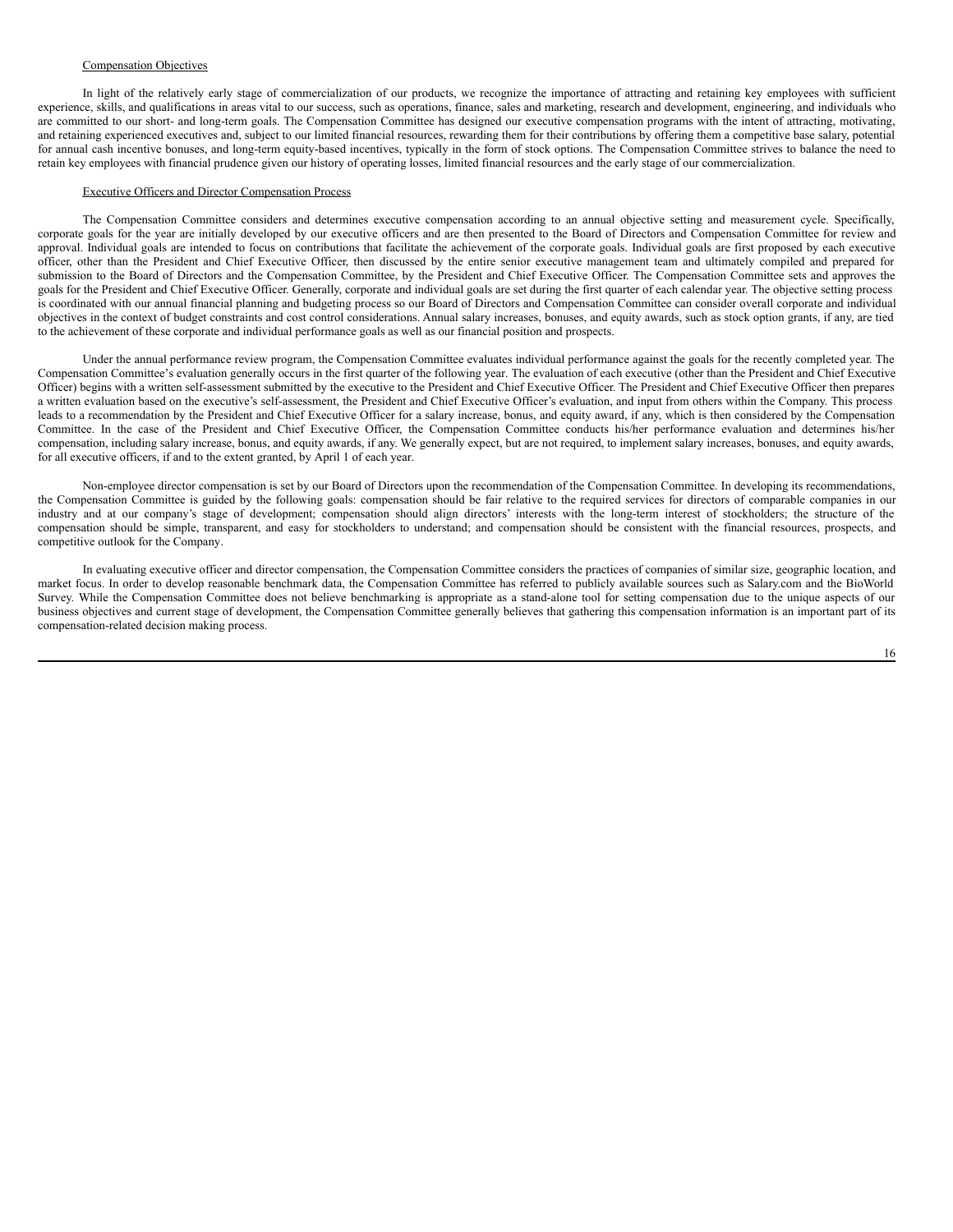## Compensation Objectives

In light of the relatively early stage of commercialization of our products, we recognize the importance of attracting and retaining key employees with sufficient experience, skills, and qualifications in areas vital to our success, such as operations, finance, sales and marketing, research and development, engineering, and individuals who are committed to our short- and long-term goals. The Compensation Committee has designed our executive compensation programs with the intent of attracting, motivating, and retaining experienced executives and, subject to our limited financial resources, rewarding them for their contributions by offering them a competitive base salary, potential for annual cash incentive bonuses, and long-term equity-based incentives, typically in the form of stock options. The Compensation Committee strives to balance the need to retain key employees with financial prudence given our history of operating losses, limited financial resources and the early stage of our commercialization.

## Executive Officers and Director Compensation Process

The Compensation Committee considers and determines executive compensation according to an annual objective setting and measurement cycle. Specifically, corporate goals for the year are initially developed by our executive officers and are then presented to the Board of Directors and Compensation Committee for review and approval. Individual goals are intended to focus on contributions that facilitate the achievement of the corporate goals. Individual goals are first proposed by each executive officer, other than the President and Chief Executive Officer, then discussed by the entire senior executive management team and ultimately compiled and prepared for submission to the Board of Directors and the Compensation Committee, by the President and Chief Executive Officer. The Compensation Committee sets and approves the goals for the President and Chief Executive Officer. Generally, corporate and individual goals are set during the first quarter of each calendar year. The objective setting process is coordinated with our annual financial planning and budgeting process so our Board of Directors and Compensation Committee can consider overall corporate and individual objectives in the context of budget constraints and cost control considerations. Annual salary increases, bonuses, and equity awards, such as stock option grants, if any, are tied to the achievement of these corporate and individual performance goals as well as our financial position and prospects.

Under the annual performance review program, the Compensation Committee evaluates individual performance against the goals for the recently completed year. The Compensation Committee's evaluation generally occurs in the first quarter of the following year. The evaluation of each executive (other than the President and Chief Executive Officer) begins with a written self-assessment submitted by the executive to the President and Chief Executive Officer. The President and Chief Executive Officer then prepares a written evaluation based on the executive's self-assessment, the President and Chief Executive Officer's evaluation, and input from others within the Company. This process leads to a recommendation by the President and Chief Executive Officer for a salary increase, bonus, and equity award, if any, which is then considered by the Compensation Committee. In the case of the President and Chief Executive Officer, the Compensation Committee conducts his/her performance evaluation and determines his/her compensation, including salary increase, bonus, and equity awards, if any. We generally expect, but are not required, to implement salary increases, bonuses, and equity awards, for all executive officers, if and to the extent granted, by April 1 of each year.

Non-employee director compensation is set by our Board of Directors upon the recommendation of the Compensation Committee. In developing its recommendations, the Compensation Committee is guided by the following goals: compensation should be fair relative to the required services for directors of comparable companies in our industry and at our company's stage of development; compensation should align directors' interests with the long-term interest of stockholders; the structure of the compensation should be simple, transparent, and easy for stockholders to understand; and compensation should be consistent with the financial resources, prospects, and competitive outlook for the Company.

In evaluating executive officer and director compensation, the Compensation Committee considers the practices of companies of similar size, geographic location, and market focus. In order to develop reasonable benchmark data, the Compensation Committee has referred to publicly available sources such as Salary.com and the BioWorld Survey. While the Compensation Committee does not believe benchmarking is appropriate as a stand-alone tool for setting compensation due to the unique aspects of our business objectives and current stage of development, the Compensation Committee generally believes that gathering this compensation information is an important part of its compensation-related decision making process.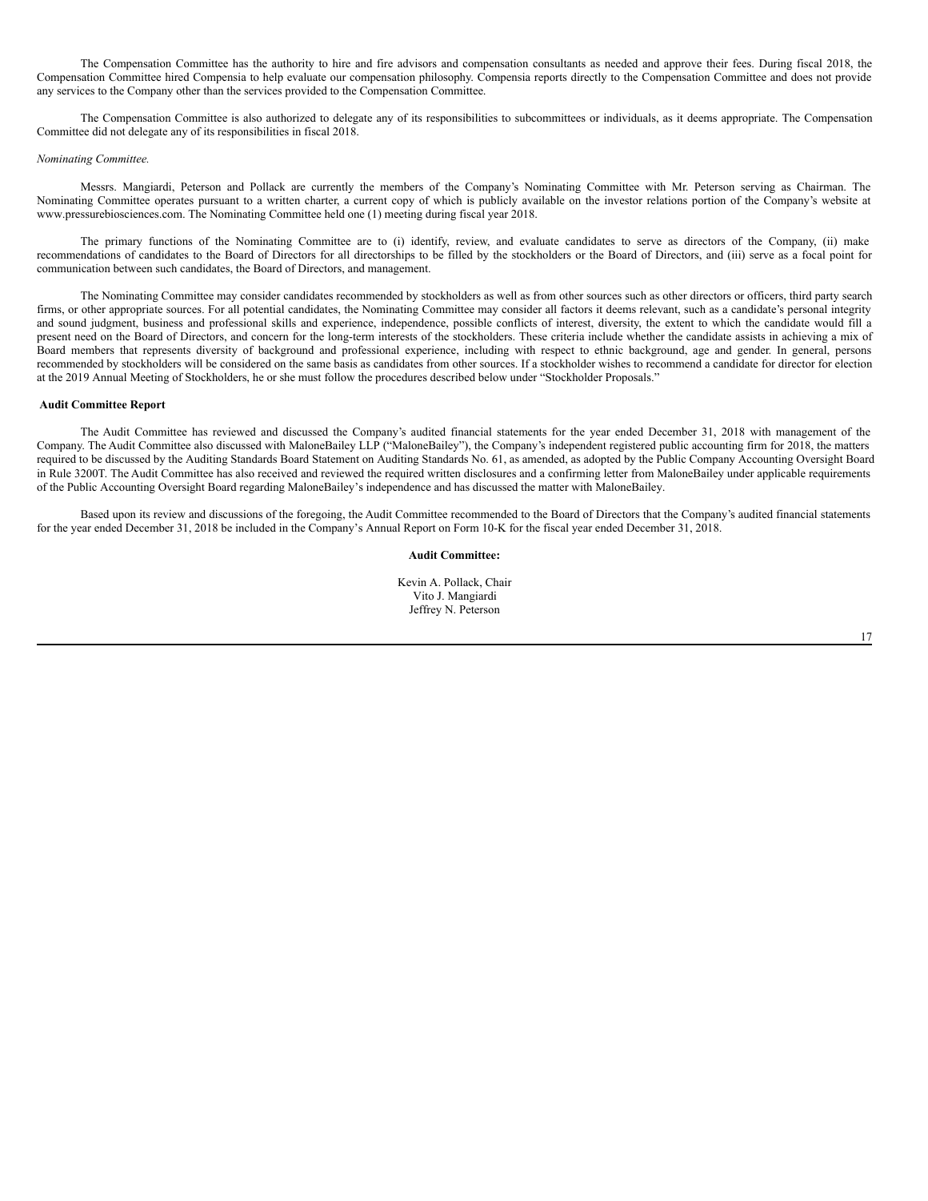The Compensation Committee has the authority to hire and fire advisors and compensation consultants as needed and approve their fees. During fiscal 2018, the Compensation Committee hired Compensia to help evaluate our compensation philosophy. Compensia reports directly to the Compensation Committee and does not provide any services to the Company other than the services provided to the Compensation Committee.

The Compensation Committee is also authorized to delegate any of its responsibilities to subcommittees or individuals, as it deems appropriate. The Compensation Committee did not delegate any of its responsibilities in fiscal 2018.

*Nominating Committee.*

Messrs. Mangiardi, Peterson and Pollack are currently the members of the Company's Nominating Committee with Mr. Peterson serving as Chairman. The Nominating Committee operates pursuant to a written charter, a current copy of which is publicly available on the investor relations portion of the Company's website at www.pressurebiosciences.com. The Nominating Committee held one (1) meeting during fiscal year 2018.

The primary functions of the Nominating Committee are to (i) identify, review, and evaluate candidates to serve as directors of the Company, (ii) make recommendations of candidates to the Board of Directors for all directorships to be filled by the stockholders or the Board of Directors, and (iii) serve as a focal point for communication between such candidates, the Board of Directors, and management.

The Nominating Committee may consider candidates recommended by stockholders as well as from other sources such as other directors or officers, third party search firms, or other appropriate sources. For all potential candidates, the Nominating Committee may consider all factors it deems relevant, such as a candidate's personal integrity and sound judgment, business and professional skills and experience, independence, possible conflicts of interest, diversity, the extent to which the candidate would fill a present need on the Board of Directors, and concern for the long-term interests of the stockholders. These criteria include whether the candidate assists in achieving a mix of Board members that represents diversity of background and professional experience, including with respect to ethnic background, age and gender. In general, persons recommended by stockholders will be considered on the same basis as candidates from other sources. If a stockholder wishes to recommend a candidate for director for election at the 2019 Annual Meeting of Stockholders, he or she must follow the procedures described below under "Stockholder Proposals."

**Audit Committee Report**

The Audit Committee has reviewed and discussed the Company's audited financial statements for the year ended December 31, 2018 with management of the Company. The Audit Committee also discussed with MaloneBailey LLP ("MaloneBailey"), the Company's independent registered public accounting firm for 2018, the matters required to be discussed by the Auditing Standards Board Statement on Auditing Standards No. 61, as amended, as adopted by the Public Company Accounting Oversight Board in Rule 3200T. The Audit Committee has also received and reviewed the required written disclosures and a confirming letter from MaloneBailey under applicable requirements of the Public Accounting Oversight Board regarding MaloneBailey's independence and has discussed the matter with MaloneBailey.

Based upon its review and discussions of the foregoing, the Audit Committee recommended to the Board of Directors that the Company's audited financial statements for the year ended December 31, 2018 be included in the Company's Annual Report on Form 10-K for the fiscal year ended December 31, 2018.

**Audit Committee:**

Kevin A. Pollack, Chair
Vito J. Mangiardi
Jeffrey N. Peterson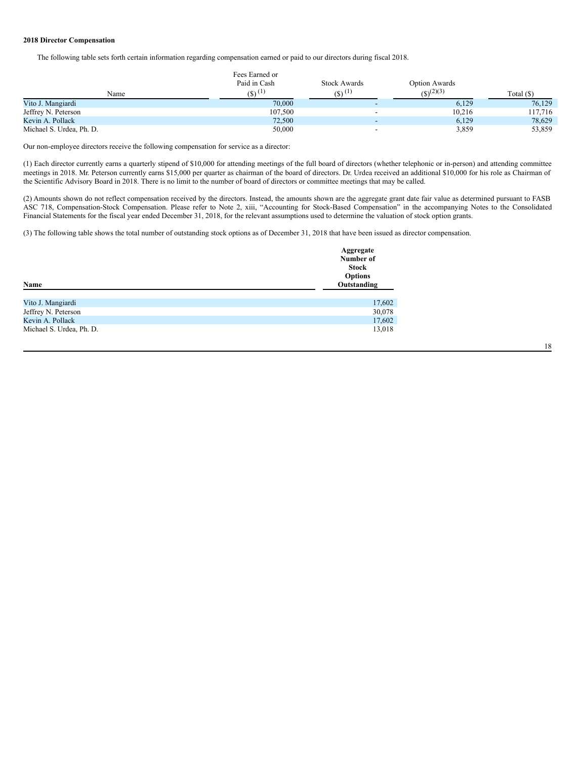**2018 Director Compensation**

The following table sets forth certain information regarding compensation earned or paid to our directors during fiscal 2018.

| Name | Fees Earned or Paid in Cash ($) (1) | Stock Awards ($) (1) | Option Awards ($)(2)(3) | Total ($) |
|---|---|---|---|---|
| Vito J. Mangiardi | 70,000 | - | 6,129 | 76,129 |
| Jeffrey N. Peterson | 107,500 | - | 10,216 | 117,716 |
| Kevin A. Pollack | 72,500 | - | 6,129 | 78,629 |
| Michael S. Urdea, Ph. D. | 50,000 | - | 3,859 | 53,859 |

Our non-employee directors receive the following compensation for service as a director:

(1) Each director currently earns a quarterly stipend of $10,000 for attending meetings of the full board of directors (whether telephonic or in-person) and attending committee meetings in 2018. Mr. Peterson currently earns $15,000 per quarter as chairman of the board of directors. Dr. Urdea received an additional $10,000 for his role as Chairman of the Scientific Advisory Board in 2018. There is no limit to the number of board of directors or committee meetings that may be called.

(2) Amounts shown do not reflect compensation received by the directors. Instead, the amounts shown are the aggregate grant date fair value as determined pursuant to FASB ASC 718, Compensation-Stock Compensation. Please refer to Note 2, xiii, "Accounting for Stock-Based Compensation" in the accompanying Notes to the Consolidated Financial Statements for the fiscal year ended December 31, 2018, for the relevant assumptions used to determine the valuation of stock option grants.

(3) The following table shows the total number of outstanding stock options as of December 31, 2018 that have been issued as director compensation.

| **Name** | **Aggregate Number of Stock Options Outstanding** |
|---|---|
| Vito J. Mangiardi | 17,602 |
| Jeffrey N. Peterson | 30,078 |
| Kevin A. Pollack | 17,602 |
| Michael S. Urdea, Ph. D. | 13,018 |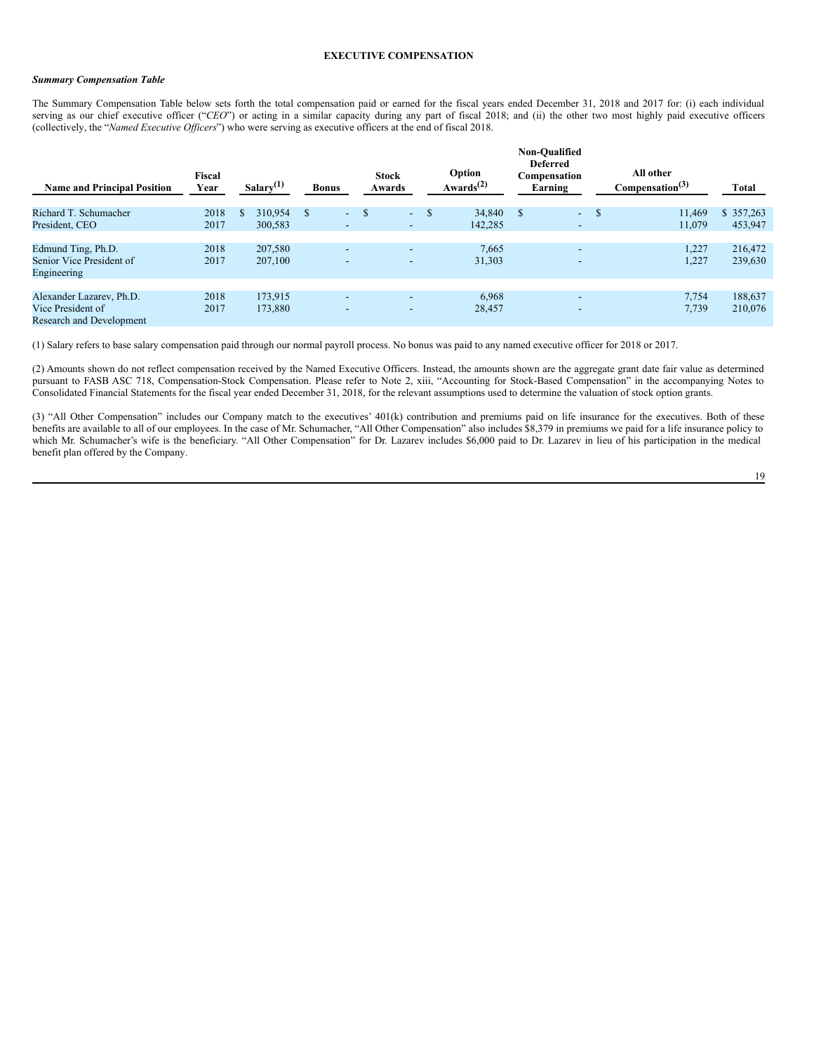## EXECUTIVE COMPENSATION

***Summary Compensation Table***

The Summary Compensation Table below sets forth the total compensation paid or earned for the fiscal years ended December 31, 2018 and 2017 for: (i) each individual serving as our chief executive officer ("*CEO*") or acting in a similar capacity during any part of fiscal 2018; and (ii) the other two most highly paid executive officers (collectively, the "*Named Executive Officers*") who were serving as executive officers at the end of fiscal 2018.

| Name and Principal Position | Fiscal Year | Salary(1) | Bonus | Stock Awards | Option Awards(2) | Non-Qualified Deferred Compensation Earning | All other Compensation(3) | Total |
|---|---|---|---|---|---|---|---|---|
| Richard T. Schumacher | 2018 | $ 310,954 | $ - | $ - | $ 34,840 | $ - | $ 11,469 | $ 357,263 |
| President, CEO | 2017 | 300,583 | - | - | 142,285 | - | 11,079 | 453,947 |
| Edmund Ting, Ph.D. | 2018 | 207,580 | - | - | 7,665 | - | 1,227 | 216,472 |
| Senior Vice President of Engineering | 2017 | 207,100 | - | - | 31,303 | - | 1,227 | 239,630 |
| Alexander Lazarev, Ph.D. | 2018 | 173,915 | - | - | 6,968 | - | 7,754 | 188,637 |
| Vice President of Research and Development | 2017 | 173,880 | - | - | 28,457 | - | 7,739 | 210,076 |

(1) Salary refers to base salary compensation paid through our normal payroll process. No bonus was paid to any named executive officer for 2018 or 2017.

(2) Amounts shown do not reflect compensation received by the Named Executive Officers. Instead, the amounts shown are the aggregate grant date fair value as determined pursuant to FASB ASC 718, Compensation-Stock Compensation. Please refer to Note 2, xiii, "Accounting for Stock-Based Compensation" in the accompanying Notes to Consolidated Financial Statements for the fiscal year ended December 31, 2018, for the relevant assumptions used to determine the valuation of stock option grants.

(3) "All Other Compensation" includes our Company match to the executives' 401(k) contribution and premiums paid on life insurance for the executives. Both of these benefits are available to all of our employees. In the case of Mr. Schumacher, "All Other Compensation" also includes $8,379 in premiums we paid for a life insurance policy to which Mr. Schumacher's wife is the beneficiary. "All Other Compensation" for Dr. Lazarev includes $6,000 paid to Dr. Lazarev in lieu of his participation in the medical benefit plan offered by the Company.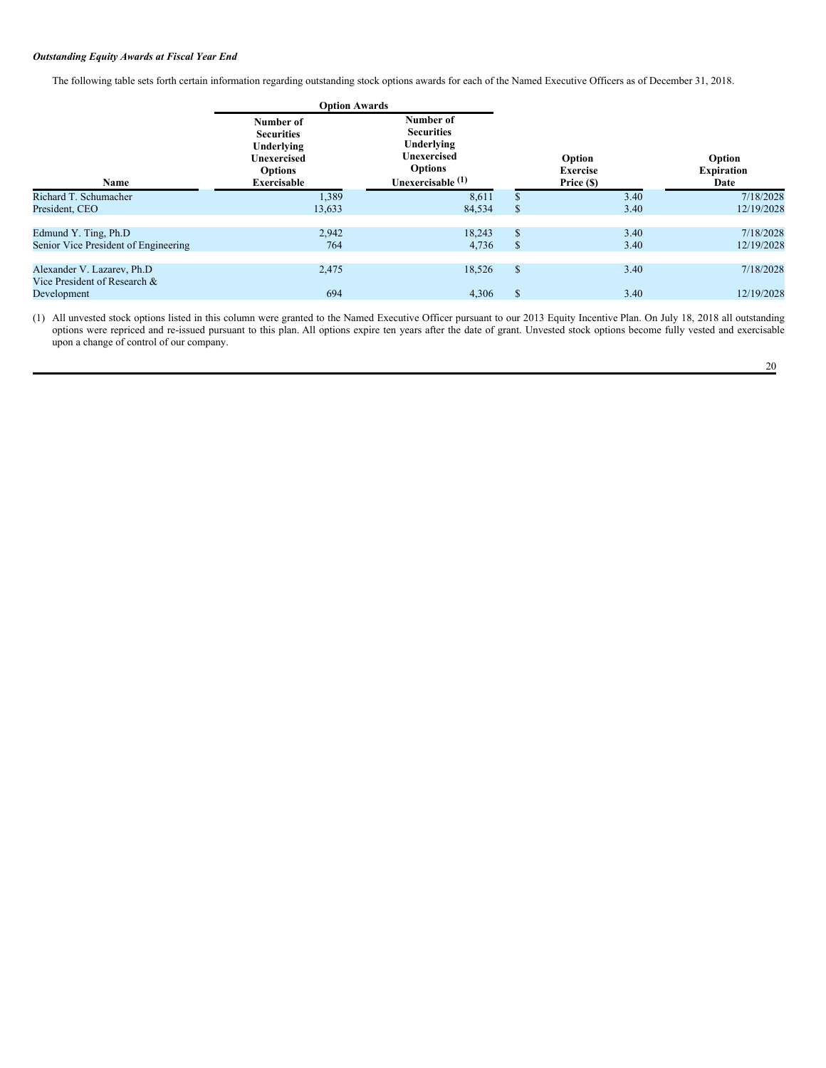***Outstanding Equity Awards at Fiscal Year End***

The following table sets forth certain information regarding outstanding stock options awards for each of the Named Executive Officers as of December 31, 2018.

| | Option Awards | | | |
|---|---|---|---|---|
| **Name** | **Number of Securities Underlying Unexercised Options Exercisable** | **Number of Securities Underlying Unexercised Options Unexercisable (1)** | **Option Exercise Price ($)** | **Option Expiration Date** |
| Richard T. Schumacher | 1,389 | 8,611 | $ 3.40 | 7/18/2028 |
| President, CEO | 13,633 | 84,534 | $ 3.40 | 12/19/2028 |
| | | | | |
| Edmund Y. Ting, Ph.D | 2,942 | 18,243 | $ 3.40 | 7/18/2028 |
| Senior Vice President of Engineering | 764 | 4,736 | $ 3.40 | 12/19/2028 |
| | | | | |
| Alexander V. Lazarev, Ph.D | 2,475 | 18,526 | $ 3.40 | 7/18/2028 |
| Vice President of Research & Development | 694 | 4,306 | $ 3.40 | 12/19/2028 |

(1) All unvested stock options listed in this column were granted to the Named Executive Officer pursuant to our 2013 Equity Incentive Plan. On July 18, 2018 all outstanding options were repriced and re-issued pursuant to this plan. All options expire ten years after the date of grant. Unvested stock options become fully vested and exercisable upon a change of control of our company.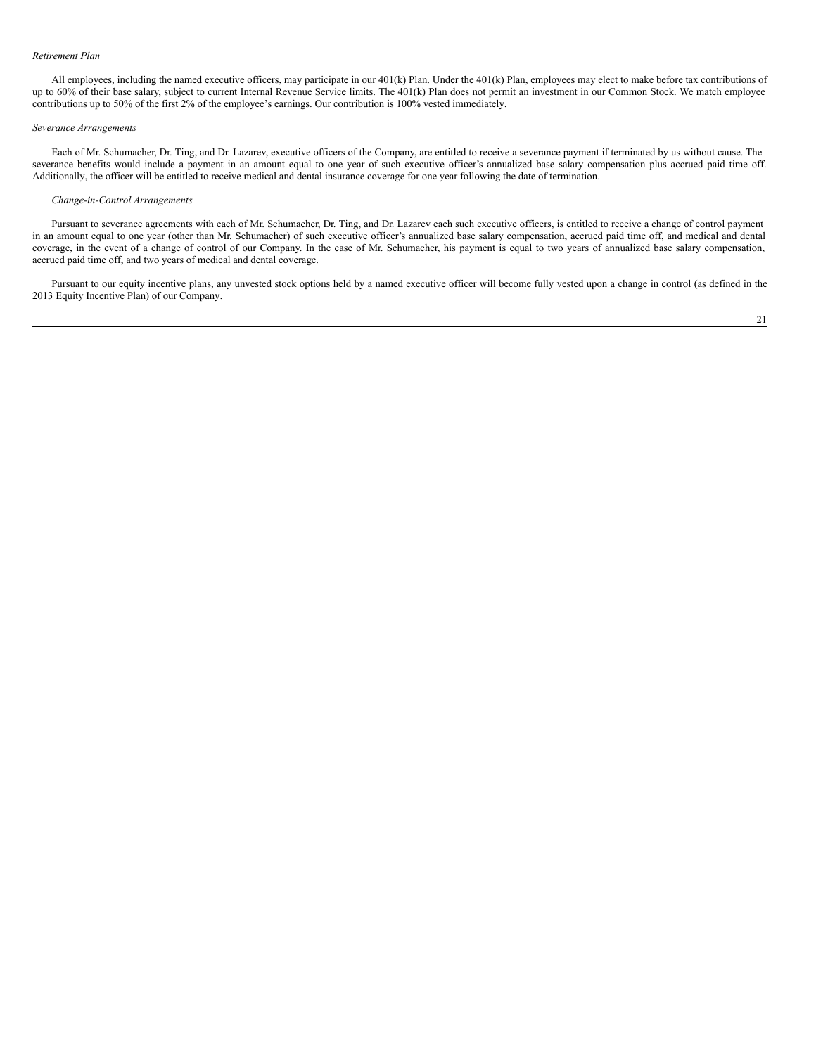*Retirement Plan*

All employees, including the named executive officers, may participate in our 401(k) Plan. Under the 401(k) Plan, employees may elect to make before tax contributions of up to 60% of their base salary, subject to current Internal Revenue Service limits. The 401(k) Plan does not permit an investment in our Common Stock. We match employee contributions up to 50% of the first 2% of the employee's earnings. Our contribution is 100% vested immediately.

*Severance Arrangements*

Each of Mr. Schumacher, Dr. Ting, and Dr. Lazarev, executive officers of the Company, are entitled to receive a severance payment if terminated by us without cause. The severance benefits would include a payment in an amount equal to one year of such executive officer's annualized base salary compensation plus accrued paid time off. Additionally, the officer will be entitled to receive medical and dental insurance coverage for one year following the date of termination.

*Change-in-Control Arrangements*

Pursuant to severance agreements with each of Mr. Schumacher, Dr. Ting, and Dr. Lazarev each such executive officers, is entitled to receive a change of control payment in an amount equal to one year (other than Mr. Schumacher) of such executive officer's annualized base salary compensation, accrued paid time off, and medical and dental coverage, in the event of a change of control of our Company. In the case of Mr. Schumacher, his payment is equal to two years of annualized base salary compensation, accrued paid time off, and two years of medical and dental coverage.

Pursuant to our equity incentive plans, any unvested stock options held by a named executive officer will become fully vested upon a change in control (as defined in the 2013 Equity Incentive Plan) of our Company.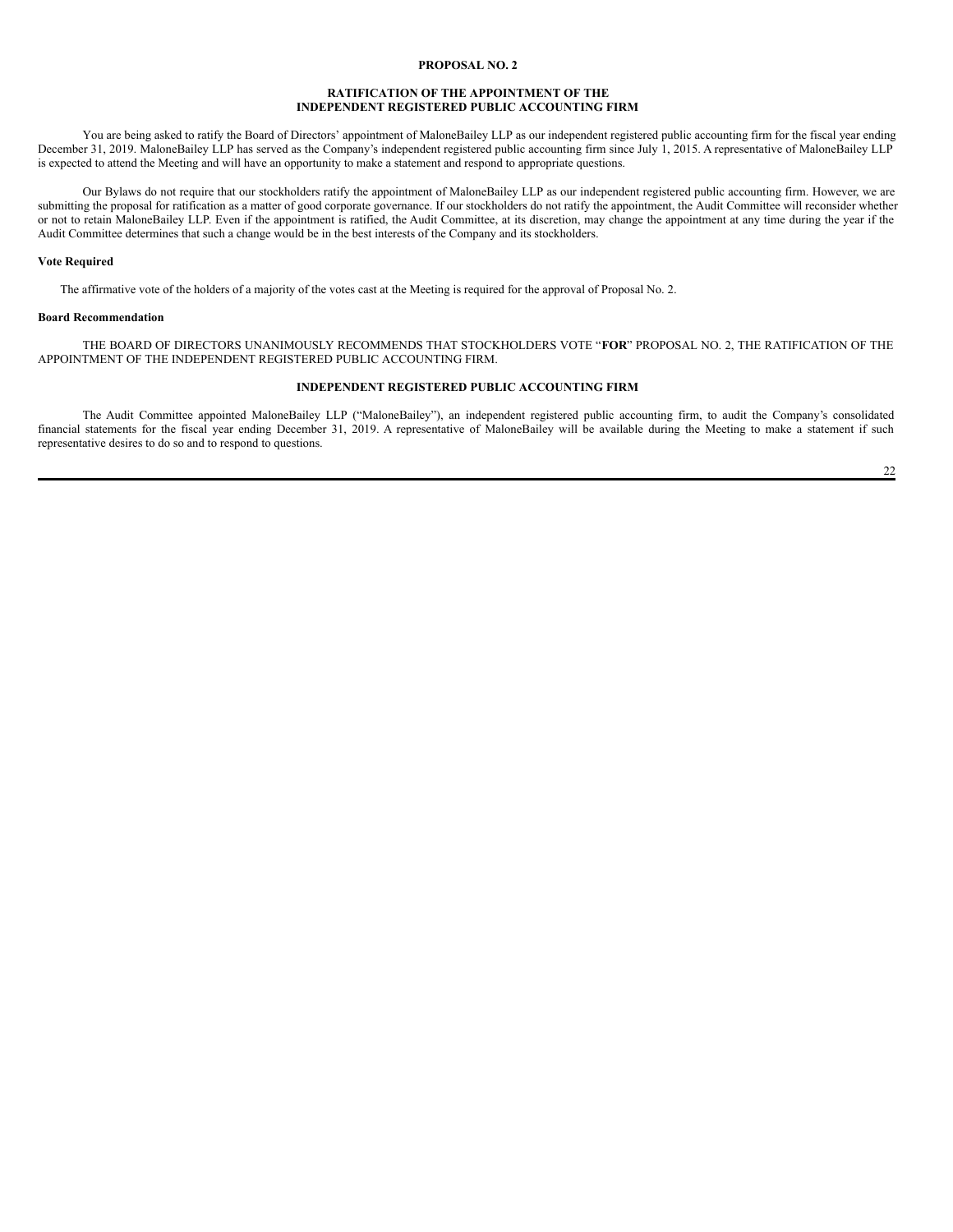## PROPOSAL NO. 2

## RATIFICATION OF THE APPOINTMENT OF THE INDEPENDENT REGISTERED PUBLIC ACCOUNTING FIRM

You are being asked to ratify the Board of Directors' appointment of MaloneBailey LLP as our independent registered public accounting firm for the fiscal year ending December 31, 2019. MaloneBailey LLP has served as the Company's independent registered public accounting firm since July 1, 2015. A representative of MaloneBailey LLP is expected to attend the Meeting and will have an opportunity to make a statement and respond to appropriate questions.

Our Bylaws do not require that our stockholders ratify the appointment of MaloneBailey LLP as our independent registered public accounting firm. However, we are submitting the proposal for ratification as a matter of good corporate governance. If our stockholders do not ratify the appointment, the Audit Committee will reconsider whether or not to retain MaloneBailey LLP. Even if the appointment is ratified, the Audit Committee, at its discretion, may change the appointment at any time during the year if the Audit Committee determines that such a change would be in the best interests of the Company and its stockholders.

**Vote Required**

The affirmative vote of the holders of a majority of the votes cast at the Meeting is required for the approval of Proposal No. 2.

**Board Recommendation**

THE BOARD OF DIRECTORS UNANIMOUSLY RECOMMENDS THAT STOCKHOLDERS VOTE "**FOR**" PROPOSAL NO. 2, THE RATIFICATION OF THE APPOINTMENT OF THE INDEPENDENT REGISTERED PUBLIC ACCOUNTING FIRM.

## INDEPENDENT REGISTERED PUBLIC ACCOUNTING FIRM

The Audit Committee appointed MaloneBailey LLP ("MaloneBailey"), an independent registered public accounting firm, to audit the Company's consolidated financial statements for the fiscal year ending December 31, 2019. A representative of MaloneBailey will be available during the Meeting to make a statement if such representative desires to do so and to respond to questions.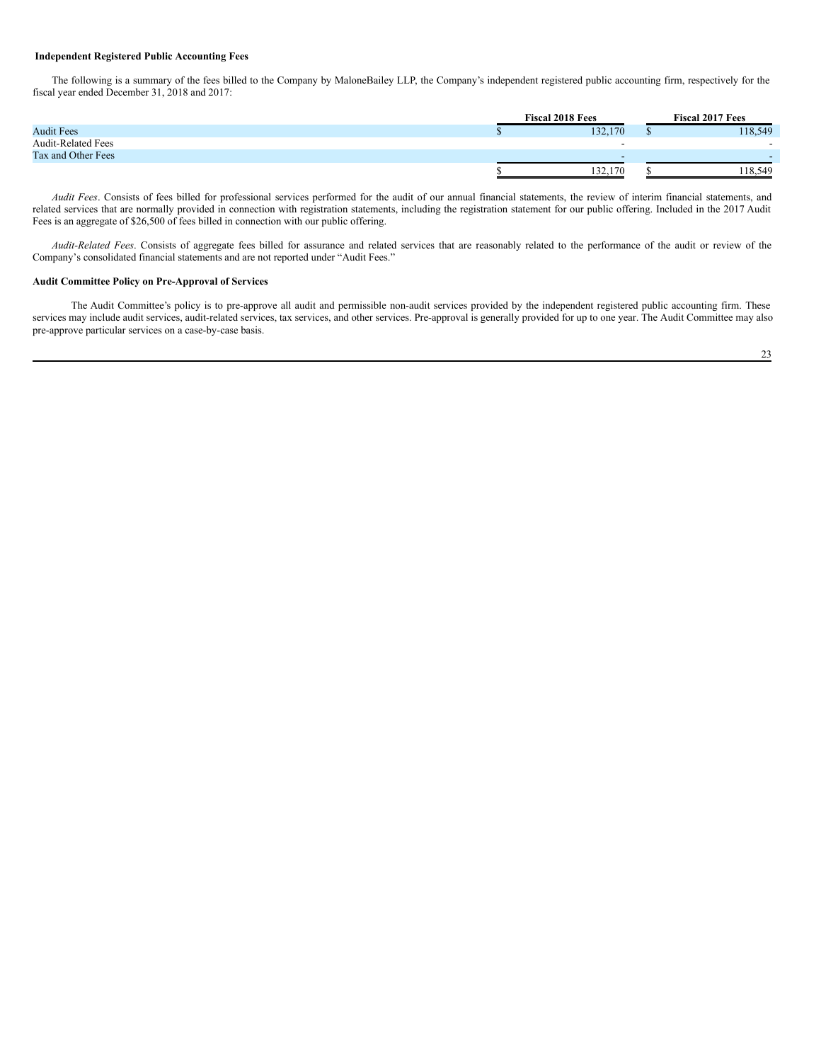**Independent Registered Public Accounting Fees**

The following is a summary of the fees billed to the Company by MaloneBailey LLP, the Company's independent registered public accounting firm, respectively for the fiscal year ended December 31, 2018 and 2017:

| | Fiscal 2018 Fees | Fiscal 2017 Fees |
|---|---|---|
| Audit Fees | $ 132,170 | $ 118,549 |
| Audit-Related Fees | - | - |
| Tax and Other Fees | - | - |
| | $ 132,170 | $ 118,549 |

*Audit Fees*. Consists of fees billed for professional services performed for the audit of our annual financial statements, the review of interim financial statements, and related services that are normally provided in connection with registration statements, including the registration statement for our public offering. Included in the 2017 Audit Fees is an aggregate of $26,500 of fees billed in connection with our public offering.

*Audit-Related Fees*. Consists of aggregate fees billed for assurance and related services that are reasonably related to the performance of the audit or review of the Company's consolidated financial statements and are not reported under "Audit Fees."

**Audit Committee Policy on Pre-Approval of Services**

The Audit Committee's policy is to pre-approve all audit and permissible non-audit services provided by the independent registered public accounting firm. These services may include audit services, audit-related services, tax services, and other services. Pre-approval is generally provided for up to one year. The Audit Committee may also pre-approve particular services on a case-by-case basis.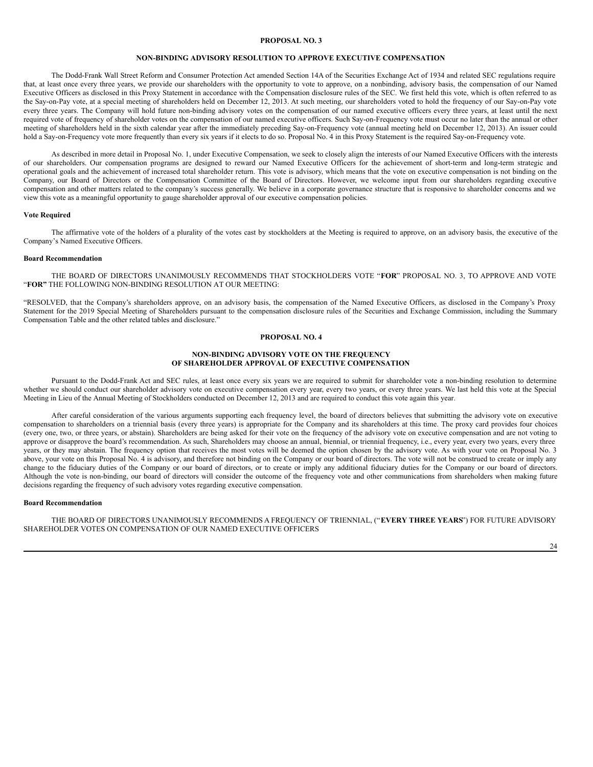## PROPOSAL NO. 3

### NON-BINDING ADVISORY RESOLUTION TO APPROVE EXECUTIVE COMPENSATION

The Dodd-Frank Wall Street Reform and Consumer Protection Act amended Section 14A of the Securities Exchange Act of 1934 and related SEC regulations require that, at least once every three years, we provide our shareholders with the opportunity to vote to approve, on a nonbinding, advisory basis, the compensation of our Named Executive Officers as disclosed in this Proxy Statement in accordance with the Compensation disclosure rules of the SEC. We first held this vote, which is often referred to as the Say-on-Pay vote, at a special meeting of shareholders held on December 12, 2013. At such meeting, our shareholders voted to hold the frequency of our Say-on-Pay vote every three years. The Company will hold future non-binding advisory votes on the compensation of our named executive officers every three years, at least until the next required vote of frequency of shareholder votes on the compensation of our named executive officers. Such Say-on-Frequency vote must occur no later than the annual or other meeting of shareholders held in the sixth calendar year after the immediately preceding Say-on-Frequency vote (annual meeting held on December 12, 2013). An issuer could hold a Say-on-Frequency vote more frequently than every six years if it elects to do so. Proposal No. 4 in this Proxy Statement is the required Say-on-Frequency vote.

As described in more detail in Proposal No. 1, under Executive Compensation, we seek to closely align the interests of our Named Executive Officers with the interests of our shareholders. Our compensation programs are designed to reward our Named Executive Officers for the achievement of short-term and long-term strategic and operational goals and the achievement of increased total shareholder return. This vote is advisory, which means that the vote on executive compensation is not binding on the Company, our Board of Directors or the Compensation Committee of the Board of Directors. However, we welcome input from our shareholders regarding executive compensation and other matters related to the company's success generally. We believe in a corporate governance structure that is responsive to shareholder concerns and we view this vote as a meaningful opportunity to gauge shareholder approval of our executive compensation policies.

**Vote Required**

The affirmative vote of the holders of a plurality of the votes cast by stockholders at the Meeting is required to approve, on an advisory basis, the executive of the Company's Named Executive Officers.

**Board Recommendation**

THE BOARD OF DIRECTORS UNANIMOUSLY RECOMMENDS THAT STOCKHOLDERS VOTE "**FOR**" PROPOSAL NO. 3, TO APPROVE AND VOTE "**FOR"** THE FOLLOWING NON-BINDING RESOLUTION AT OUR MEETING:

"RESOLVED, that the Company's shareholders approve, on an advisory basis, the compensation of the Named Executive Officers, as disclosed in the Company's Proxy Statement for the 2019 Special Meeting of Shareholders pursuant to the compensation disclosure rules of the Securities and Exchange Commission, including the Summary Compensation Table and the other related tables and disclosure."

## PROPOSAL NO. 4

### NON-BINDING ADVISORY VOTE ON THE FREQUENCY OF SHAREHOLDER APPROVAL OF EXECUTIVE COMPENSATION

Pursuant to the Dodd-Frank Act and SEC rules, at least once every six years we are required to submit for shareholder vote a non-binding resolution to determine whether we should conduct our shareholder advisory vote on executive compensation every year, every two years, or every three years. We last held this vote at the Special Meeting in Lieu of the Annual Meeting of Stockholders conducted on December 12, 2013 and are required to conduct this vote again this year.

After careful consideration of the various arguments supporting each frequency level, the board of directors believes that submitting the advisory vote on executive compensation to shareholders on a triennial basis (every three years) is appropriate for the Company and its shareholders at this time. The proxy card provides four choices (every one, two, or three years, or abstain). Shareholders are being asked for their vote on the frequency of the advisory vote on executive compensation and are not voting to approve or disapprove the board's recommendation. As such, Shareholders may choose an annual, biennial, or triennial frequency, i.e., every year, every two years, every three years, or they may abstain. The frequency option that receives the most votes will be deemed the option chosen by the advisory vote. As with your vote on Proposal No. 3 above, your vote on this Proposal No. 4 is advisory, and therefore not binding on the Company or our board of directors. The vote will not be construed to create or imply any change to the fiduciary duties of the Company or our board of directors, or to create or imply any additional fiduciary duties for the Company or our board of directors. Although the vote is non-binding, our board of directors will consider the outcome of the frequency vote and other communications from shareholders when making future decisions regarding the frequency of such advisory votes regarding executive compensation.

**Board Recommendation**

THE BOARD OF DIRECTORS UNANIMOUSLY RECOMMENDS A FREQUENCY OF TRIENNIAL, ("**EVERY THREE YEARS**") FOR FUTURE ADVISORY SHAREHOLDER VOTES ON COMPENSATION OF OUR NAMED EXECUTIVE OFFICERS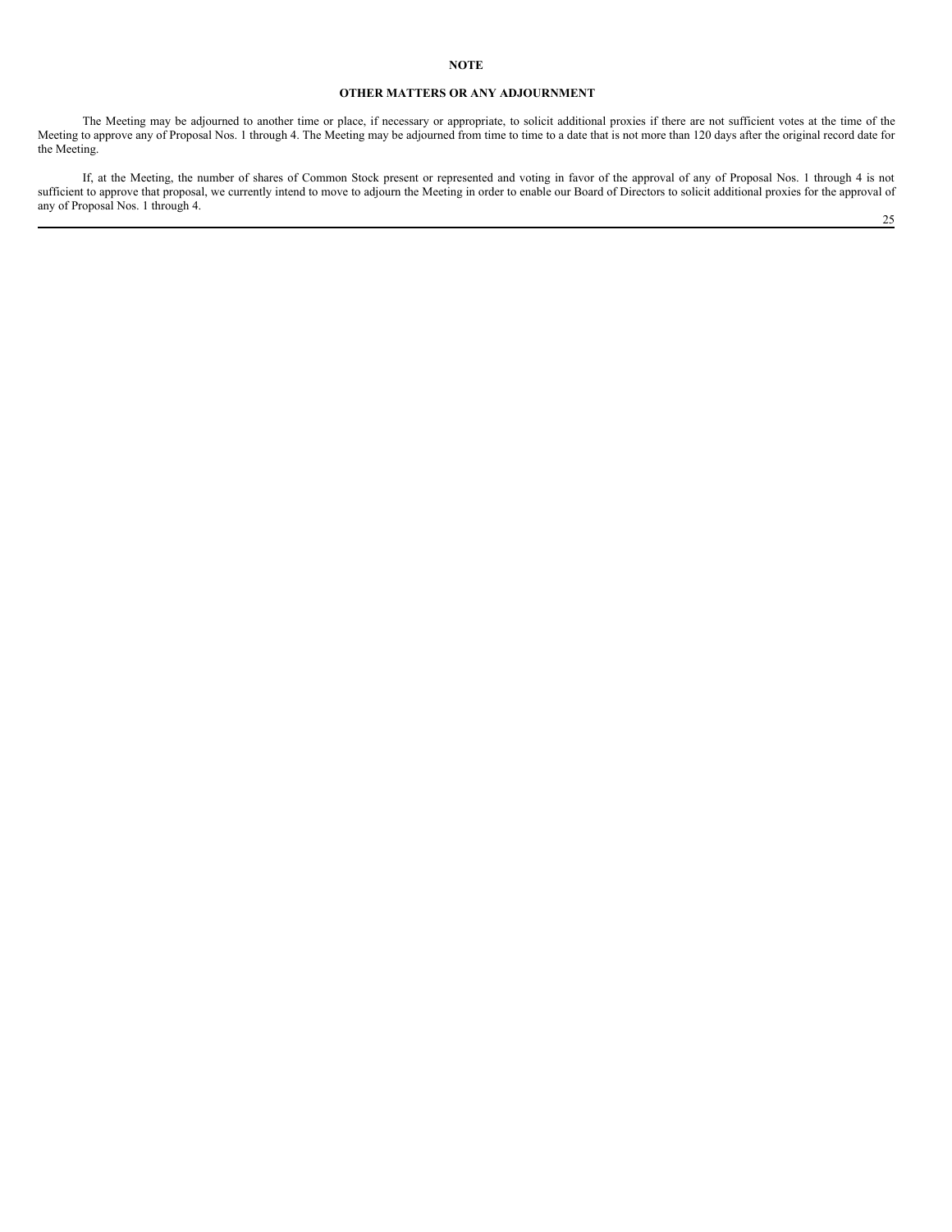## NOTE

## OTHER MATTERS OR ANY ADJOURNMENT

The Meeting may be adjourned to another time or place, if necessary or appropriate, to solicit additional proxies if there are not sufficient votes at the time of the Meeting to approve any of Proposal Nos. 1 through 4. The Meeting may be adjourned from time to time to a date that is not more than 120 days after the original record date for the Meeting.

If, at the Meeting, the number of shares of Common Stock present or represented and voting in favor of the approval of any of Proposal Nos. 1 through 4 is not sufficient to approve that proposal, we currently intend to move to adjourn the Meeting in order to enable our Board of Directors to solicit additional proxies for the approval of any of Proposal Nos. 1 through 4.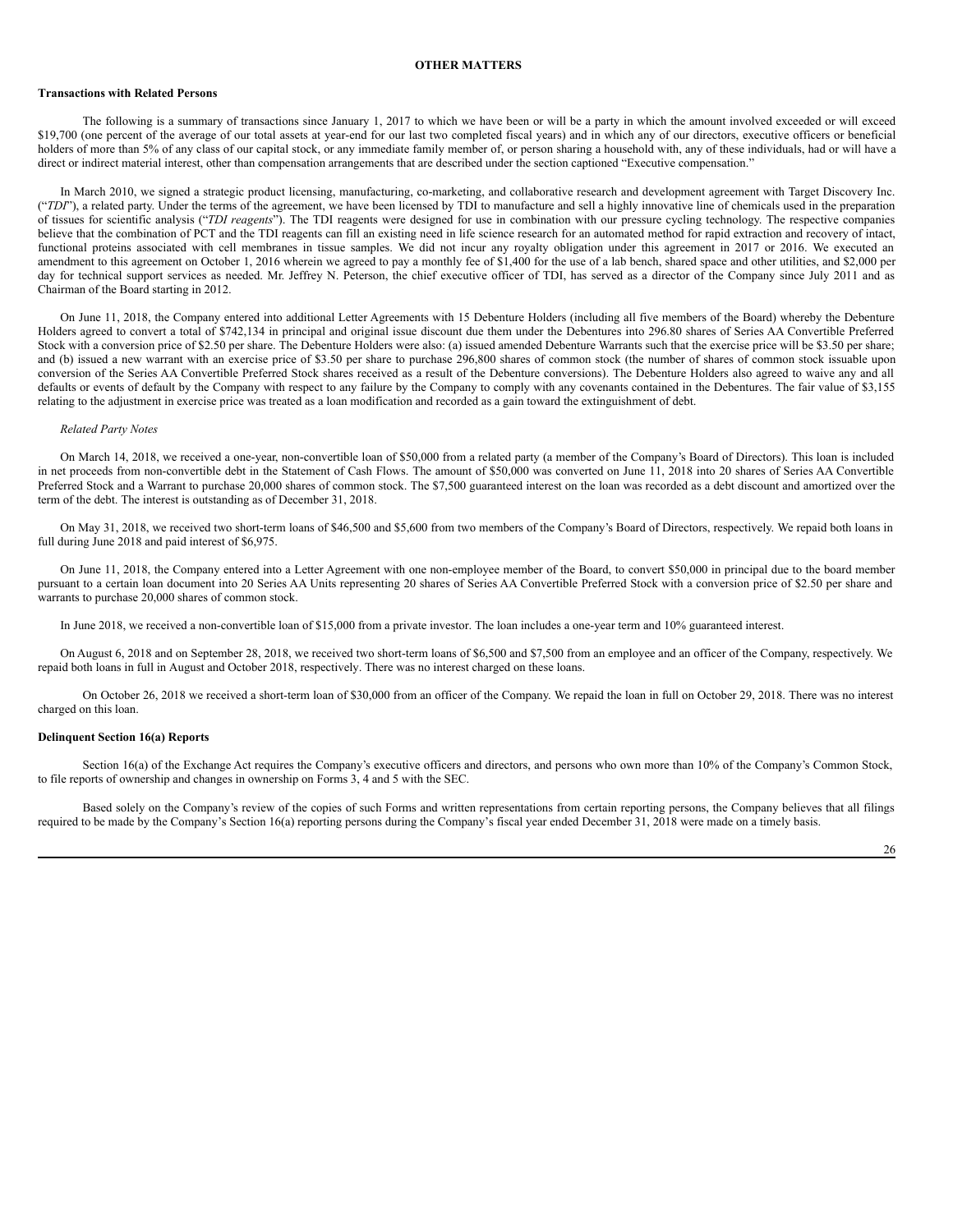## OTHER MATTERS

### Transactions with Related Persons

The following is a summary of transactions since January 1, 2017 to which we have been or will be a party in which the amount involved exceeded or will exceed $19,700 (one percent of the average of our total assets at year-end for our last two completed fiscal years) and in which any of our directors, executive officers or beneficial holders of more than 5% of any class of our capital stock, or any immediate family member of, or person sharing a household with, any of these individuals, had or will have a direct or indirect material interest, other than compensation arrangements that are described under the section captioned "Executive compensation."

In March 2010, we signed a strategic product licensing, manufacturing, co-marketing, and collaborative research and development agreement with Target Discovery Inc. ("*TDI*"), a related party. Under the terms of the agreement, we have been licensed by TDI to manufacture and sell a highly innovative line of chemicals used in the preparation of tissues for scientific analysis ("*TDI reagents*"). The TDI reagents were designed for use in combination with our pressure cycling technology. The respective companies believe that the combination of PCT and the TDI reagents can fill an existing need in life science research for an automated method for rapid extraction and recovery of intact, functional proteins associated with cell membranes in tissue samples. We did not incur any royalty obligation under this agreement in 2017 or 2016. We executed an amendment to this agreement on October 1, 2016 wherein we agreed to pay a monthly fee of $1,400 for the use of a lab bench, shared space and other utilities, and $2,000 per day for technical support services as needed. Mr. Jeffrey N. Peterson, the chief executive officer of TDI, has served as a director of the Company since July 2011 and as Chairman of the Board starting in 2012.

On June 11, 2018, the Company entered into additional Letter Agreements with 15 Debenture Holders (including all five members of the Board) whereby the Debenture Holders agreed to convert a total of $742,134 in principal and original issue discount due them under the Debentures into 296.80 shares of Series AA Convertible Preferred Stock with a conversion price of $2.50 per share. The Debenture Holders were also: (a) issued amended Debenture Warrants such that the exercise price will be $3.50 per share; and (b) issued a new warrant with an exercise price of $3.50 per share to purchase 296,800 shares of common stock (the number of shares of common stock issuable upon conversion of the Series AA Convertible Preferred Stock shares received as a result of the Debenture conversions). The Debenture Holders also agreed to waive any and all defaults or events of default by the Company with respect to any failure by the Company to comply with any covenants contained in the Debentures. The fair value of $3,155 relating to the adjustment in exercise price was treated as a loan modification and recorded as a gain toward the extinguishment of debt.

*Related Party Notes*

On March 14, 2018, we received a one-year, non-convertible loan of $50,000 from a related party (a member of the Company's Board of Directors). This loan is included in net proceeds from non-convertible debt in the Statement of Cash Flows. The amount of $50,000 was converted on June 11, 2018 into 20 shares of Series AA Convertible Preferred Stock and a Warrant to purchase 20,000 shares of common stock. The $7,500 guaranteed interest on the loan was recorded as a debt discount and amortized over the term of the debt. The interest is outstanding as of December 31, 2018.

On May 31, 2018, we received two short-term loans of $46,500 and $5,600 from two members of the Company's Board of Directors, respectively. We repaid both loans in full during June 2018 and paid interest of $6,975.

On June 11, 2018, the Company entered into a Letter Agreement with one non-employee member of the Board, to convert $50,000 in principal due to the board member pursuant to a certain loan document into 20 Series AA Units representing 20 shares of Series AA Convertible Preferred Stock with a conversion price of $2.50 per share and warrants to purchase 20,000 shares of common stock.

In June 2018, we received a non-convertible loan of $15,000 from a private investor. The loan includes a one-year term and 10% guaranteed interest.

On August 6, 2018 and on September 28, 2018, we received two short-term loans of $6,500 and $7,500 from an employee and an officer of the Company, respectively. We repaid both loans in full in August and October 2018, respectively. There was no interest charged on these loans.

On October 26, 2018 we received a short-term loan of $30,000 from an officer of the Company. We repaid the loan in full on October 29, 2018. There was no interest charged on this loan.

### Delinquent Section 16(a) Reports

Section 16(a) of the Exchange Act requires the Company's executive officers and directors, and persons who own more than 10% of the Company's Common Stock, to file reports of ownership and changes in ownership on Forms 3, 4 and 5 with the SEC.

Based solely on the Company's review of the copies of such Forms and written representations from certain reporting persons, the Company believes that all filings required to be made by the Company's Section 16(a) reporting persons during the Company's fiscal year ended December 31, 2018 were made on a timely basis.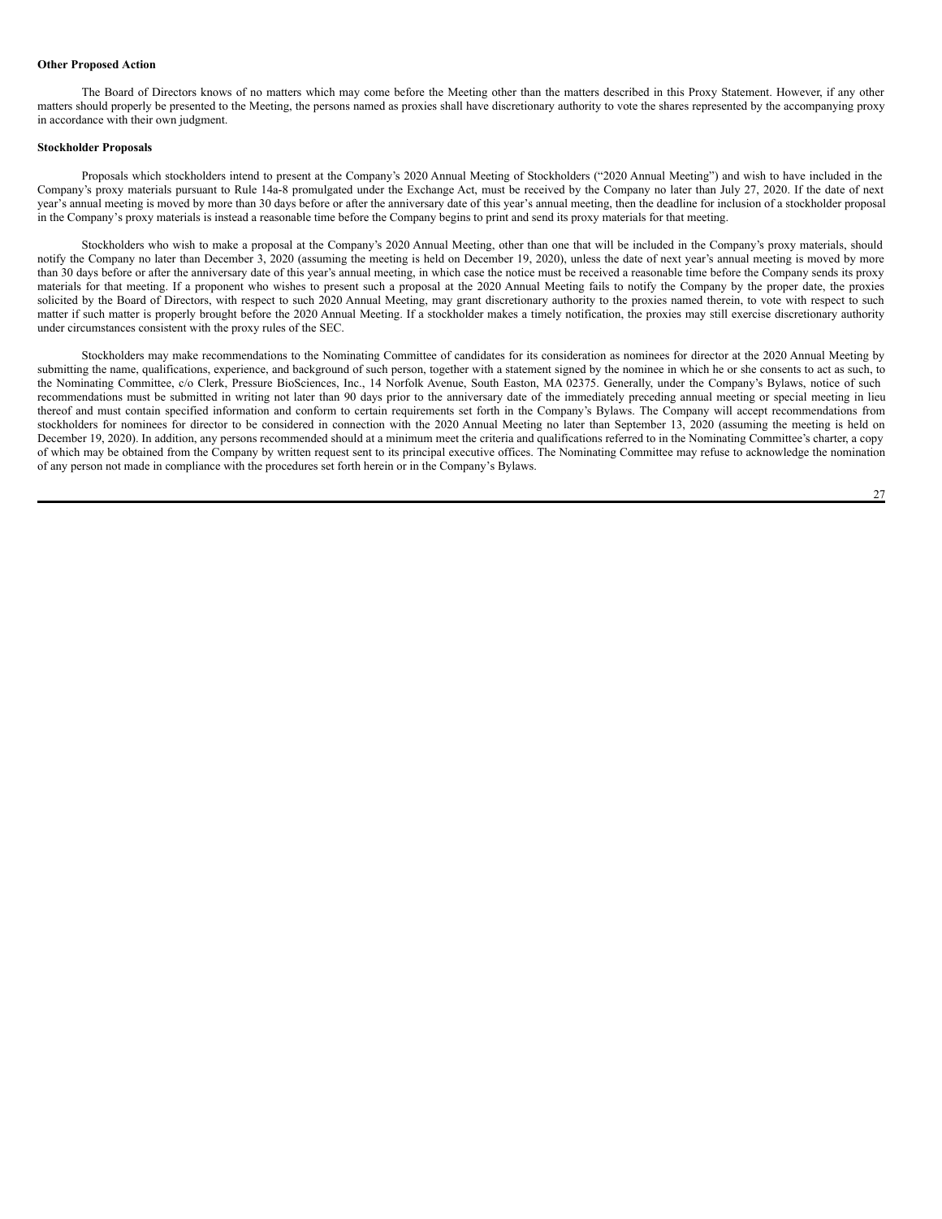**Other Proposed Action**

The Board of Directors knows of no matters which may come before the Meeting other than the matters described in this Proxy Statement. However, if any other matters should properly be presented to the Meeting, the persons named as proxies shall have discretionary authority to vote the shares represented by the accompanying proxy in accordance with their own judgment.

**Stockholder Proposals**

Proposals which stockholders intend to present at the Company's 2020 Annual Meeting of Stockholders ("2020 Annual Meeting") and wish to have included in the Company's proxy materials pursuant to Rule 14a-8 promulgated under the Exchange Act, must be received by the Company no later than July 27, 2020. If the date of next year's annual meeting is moved by more than 30 days before or after the anniversary date of this year's annual meeting, then the deadline for inclusion of a stockholder proposal in the Company's proxy materials is instead a reasonable time before the Company begins to print and send its proxy materials for that meeting.

Stockholders who wish to make a proposal at the Company's 2020 Annual Meeting, other than one that will be included in the Company's proxy materials, should notify the Company no later than December 3, 2020 (assuming the meeting is held on December 19, 2020), unless the date of next year's annual meeting is moved by more than 30 days before or after the anniversary date of this year's annual meeting, in which case the notice must be received a reasonable time before the Company sends its proxy materials for that meeting. If a proponent who wishes to present such a proposal at the 2020 Annual Meeting fails to notify the Company by the proper date, the proxies solicited by the Board of Directors, with respect to such 2020 Annual Meeting, may grant discretionary authority to the proxies named therein, to vote with respect to such matter if such matter is properly brought before the 2020 Annual Meeting. If a stockholder makes a timely notification, the proxies may still exercise discretionary authority under circumstances consistent with the proxy rules of the SEC.

Stockholders may make recommendations to the Nominating Committee of candidates for its consideration as nominees for director at the 2020 Annual Meeting by submitting the name, qualifications, experience, and background of such person, together with a statement signed by the nominee in which he or she consents to act as such, to the Nominating Committee, c/o Clerk, Pressure BioSciences, Inc., 14 Norfolk Avenue, South Easton, MA 02375. Generally, under the Company's Bylaws, notice of such recommendations must be submitted in writing not later than 90 days prior to the anniversary date of the immediately preceding annual meeting or special meeting in lieu thereof and must contain specified information and conform to certain requirements set forth in the Company's Bylaws. The Company will accept recommendations from stockholders for nominees for director to be considered in connection with the 2020 Annual Meeting no later than September 13, 2020 (assuming the meeting is held on December 19, 2020). In addition, any persons recommended should at a minimum meet the criteria and qualifications referred to in the Nominating Committee's charter, a copy of which may be obtained from the Company by written request sent to its principal executive offices. The Nominating Committee may refuse to acknowledge the nomination of any person not made in compliance with the procedures set forth herein or in the Company's Bylaws.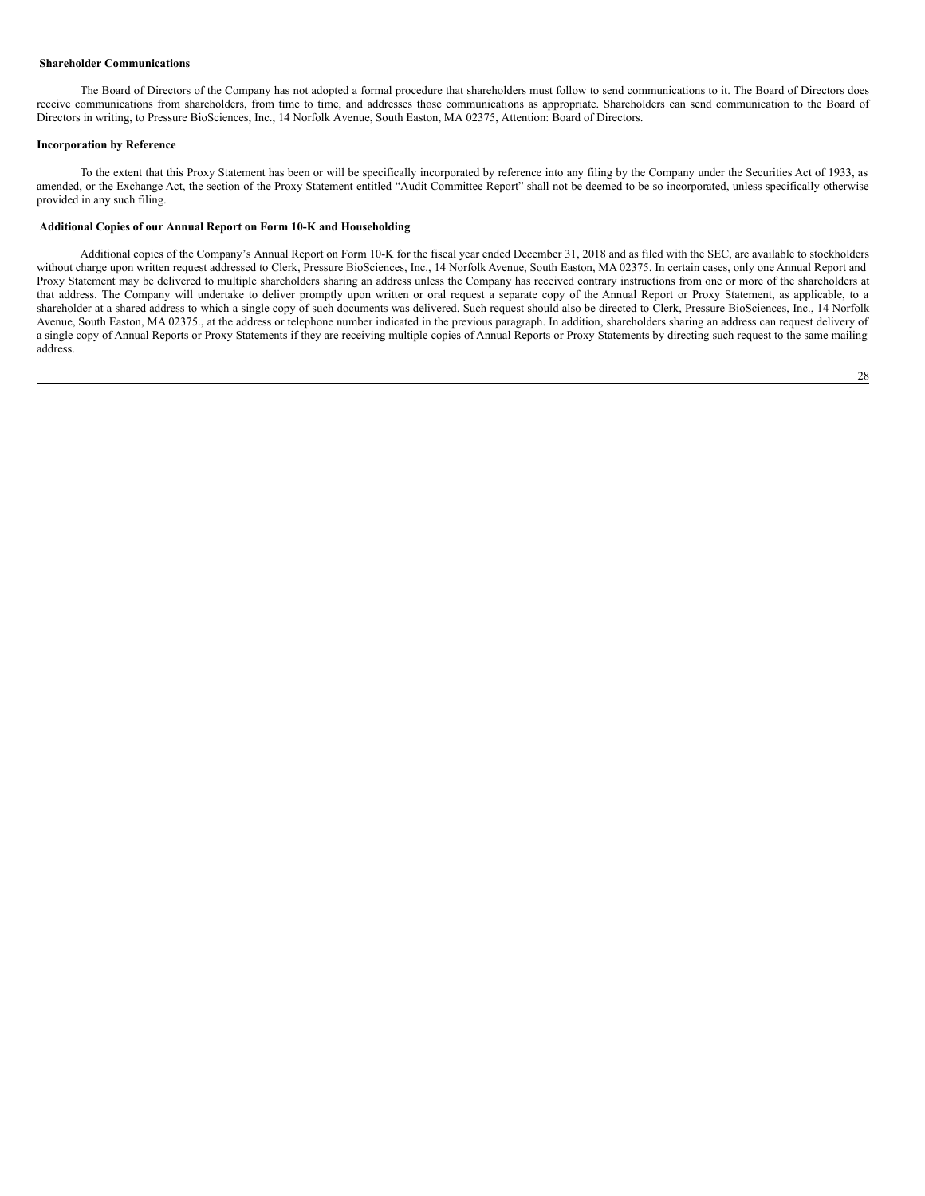**Shareholder Communications**

The Board of Directors of the Company has not adopted a formal procedure that shareholders must follow to send communications to it. The Board of Directors does receive communications from shareholders, from time to time, and addresses those communications as appropriate. Shareholders can send communication to the Board of Directors in writing, to Pressure BioSciences, Inc., 14 Norfolk Avenue, South Easton, MA 02375, Attention: Board of Directors.

**Incorporation by Reference**

To the extent that this Proxy Statement has been or will be specifically incorporated by reference into any filing by the Company under the Securities Act of 1933, as amended, or the Exchange Act, the section of the Proxy Statement entitled "Audit Committee Report" shall not be deemed to be so incorporated, unless specifically otherwise provided in any such filing.

**Additional Copies of our Annual Report on Form 10-K and Householding**

Additional copies of the Company's Annual Report on Form 10-K for the fiscal year ended December 31, 2018 and as filed with the SEC, are available to stockholders without charge upon written request addressed to Clerk, Pressure BioSciences, Inc., 14 Norfolk Avenue, South Easton, MA 02375. In certain cases, only one Annual Report and Proxy Statement may be delivered to multiple shareholders sharing an address unless the Company has received contrary instructions from one or more of the shareholders at that address. The Company will undertake to deliver promptly upon written or oral request a separate copy of the Annual Report or Proxy Statement, as applicable, to a shareholder at a shared address to which a single copy of such documents was delivered. Such request should also be directed to Clerk, Pressure BioSciences, Inc., 14 Norfolk Avenue, South Easton, MA 02375., at the address or telephone number indicated in the previous paragraph. In addition, shareholders sharing an address can request delivery of a single copy of Annual Reports or Proxy Statements if they are receiving multiple copies of Annual Reports or Proxy Statements by directing such request to the same mailing address.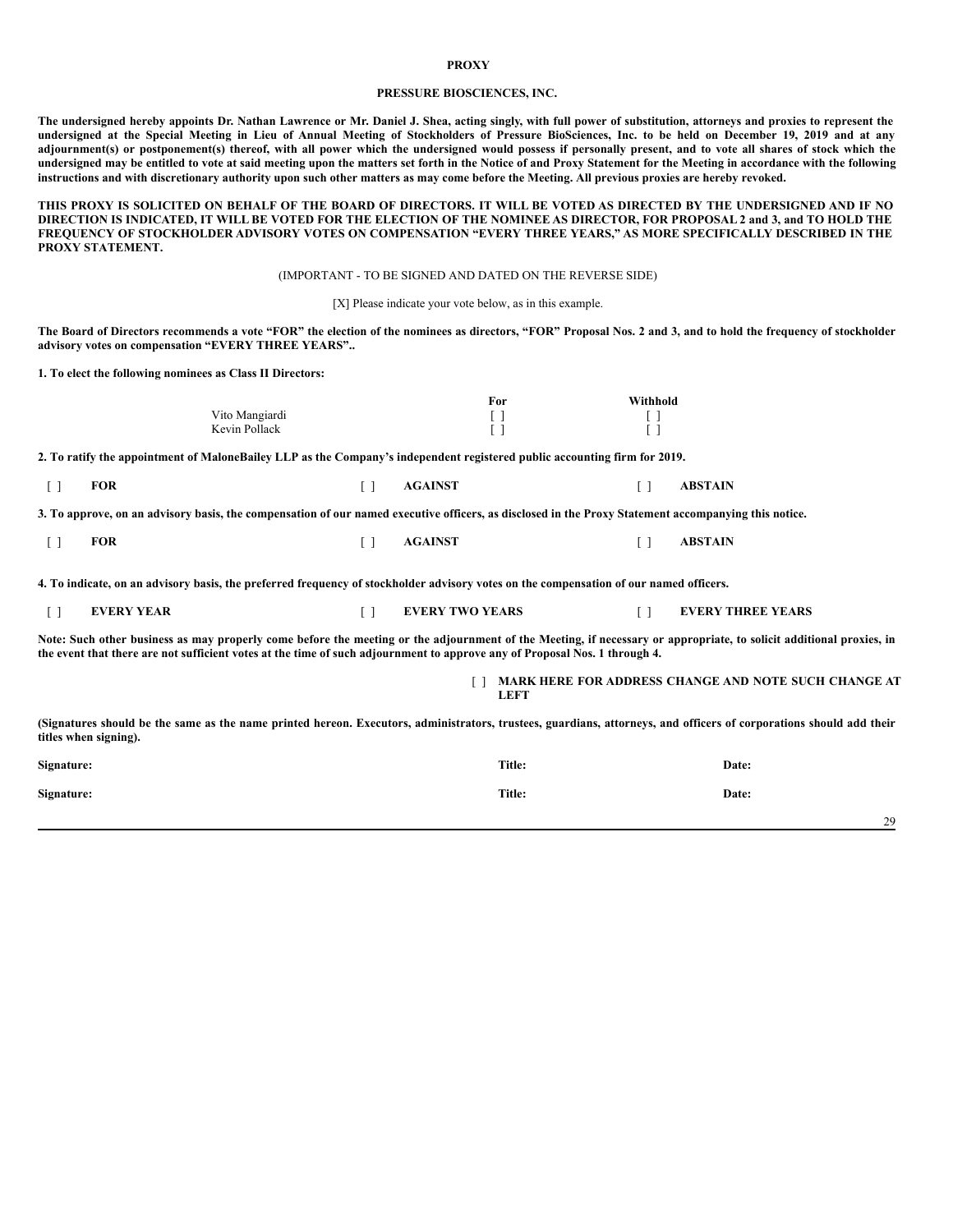**PROXY**

**PRESSURE BIOSCIENCES, INC.**

**The undersigned hereby appoints Dr. Nathan Lawrence or Mr. Daniel J. Shea, acting singly, with full power of substitution, attorneys and proxies to represent the undersigned at the Special Meeting in Lieu of Annual Meeting of Stockholders of Pressure BioSciences, Inc. to be held on December 19, 2019 and at any adjournment(s) or postponement(s) thereof, with all power which the undersigned would possess if personally present, and to vote all shares of stock which the undersigned may be entitled to vote at said meeting upon the matters set forth in the Notice of and Proxy Statement for the Meeting in accordance with the following instructions and with discretionary authority upon such other matters as may come before the Meeting. All previous proxies are hereby revoked.**

**THIS PROXY IS SOLICITED ON BEHALF OF THE BOARD OF DIRECTORS. IT WILL BE VOTED AS DIRECTED BY THE UNDERSIGNED AND IF NO DIRECTION IS INDICATED, IT WILL BE VOTED FOR THE ELECTION OF THE NOMINEE AS DIRECTOR, FOR PROPOSAL 2 and 3, and TO HOLD THE FREQUENCY OF STOCKHOLDER ADVISORY VOTES ON COMPENSATION "EVERY THREE YEARS," AS MORE SPECIFICALLY DESCRIBED IN THE PROXY STATEMENT.**

(IMPORTANT - TO BE SIGNED AND DATED ON THE REVERSE SIDE)

[X] Please indicate your vote below, as in this example.

**The Board of Directors recommends a vote "FOR" the election of the nominees as directors, "FOR" Proposal Nos. 2 and 3, and to hold the frequency of stockholder advisory votes on compensation "EVERY THREE YEARS"..**

**1. To elect the following nominees as Class II Directors:**

| | For | Withhold |
|---|---|---|
| Vito Mangiardi | [ ] | [ ] |
| Kevin Pollack | [ ] | [ ] |

**2. To ratify the appointment of MaloneBailey LLP as the Company's independent registered public accounting firm for 2019.**

[ ] **FOR** [ ] **AGAINST** [ ] **ABSTAIN**

**3. To approve, on an advisory basis, the compensation of our named executive officers, as disclosed in the Proxy Statement accompanying this notice.**

[ ] **FOR** [ ] **AGAINST** [ ] **ABSTAIN**

**4. To indicate, on an advisory basis, the preferred frequency of stockholder advisory votes on the compensation of our named officers.**

[ ] **EVERY YEAR** [ ] **EVERY TWO YEARS** [ ] **EVERY THREE YEARS**

**Note: Such other business as may properly come before the meeting or the adjournment of the Meeting, if necessary or appropriate, to solicit additional proxies, in the event that there are not sufficient votes at the time of such adjournment to approve any of Proposal Nos. 1 through 4.**

[ ] **MARK HERE FOR ADDRESS CHANGE AND NOTE SUCH CHANGE AT LEFT**

**(Signatures should be the same as the name printed hereon. Executors, administrators, trustees, guardians, attorneys, and officers of corporations should add their titles when signing).**

| | | |
|---|---|---|
| **Signature:** | **Title:** | **Date:** |
| **Signature:** | **Title:** | **Date:** |